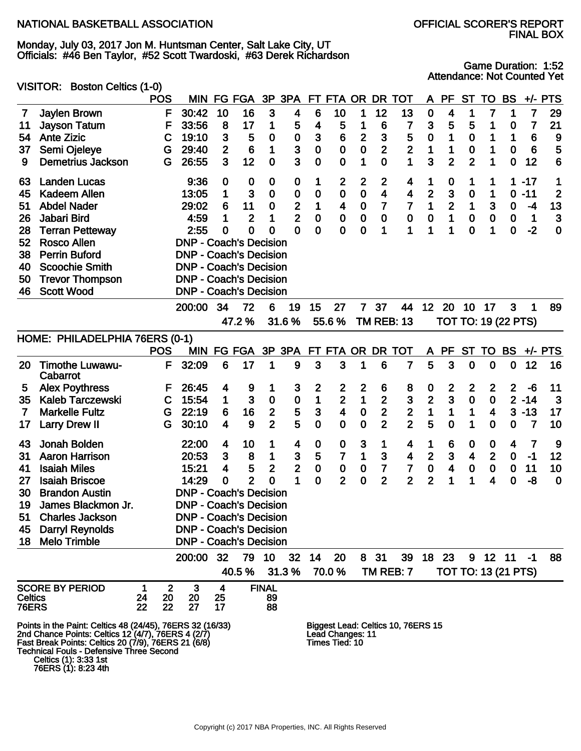NATIONAL BASKETBALL ASSOCIATION

OFFICIAL SCORER'S REPORT
FINAL BOX

Monday, July 03, 2017 Jon M. Huntsman Center, Salt Lake City, UT
Officials: #46 Ben Taylor, #52 Scott Twardoski, #63 Derek Richardson

Game Duration: 1:52
Attendance: Not Counted Yet

VISITOR: Boston Celtics (1-0)

| # | Player | POS | MIN | FG | FGA | 3P | 3PA | FT | FTA | OR | DR | TOT | A | PF | ST | TO | BS | +/- | PTS |
|---|---|---|---|---|---|---|---|---|---|---|---|---|---|---|---|---|---|---|---|
| 7 | Jaylen Brown | F | 30:42 | 10 | 16 | 3 | 4 | 6 | 10 | 1 | 12 | 13 | 0 | 4 | 1 | 7 | 1 | 7 | 29 |
| 11 | Jayson Tatum | F | 33:56 | 8 | 17 | 1 | 5 | 4 | 5 | 1 | 6 | 7 | 3 | 5 | 5 | 1 | 0 | 7 | 21 |
| 54 | Ante Zizic | C | 19:10 | 3 | 5 | 0 | 0 | 3 | 6 | 2 | 3 | 5 | 0 | 1 | 0 | 1 | 1 | 6 | 9 |
| 37 | Semi Ojeleye | G | 29:40 | 2 | 6 | 1 | 3 | 0 | 0 | 0 | 2 | 2 | 1 | 1 | 0 | 1 | 0 | 6 | 5 |
| 9 | Demetrius Jackson | G | 26:55 | 3 | 12 | 0 | 3 | 0 | 0 | 1 | 0 | 1 | 3 | 2 | 2 | 1 | 0 | 12 | 6 |
| 63 | Landen Lucas | | 9:36 | 0 | 0 | 0 | 0 | 1 | 2 | 2 | 2 | 4 | 1 | 0 | 1 | 1 | 1 | -17 | 1 |
| 45 | Kadeem Allen | | 13:05 | 1 | 3 | 0 | 0 | 0 | 0 | 0 | 4 | 4 | 2 | 3 | 0 | 1 | 0 | -11 | 2 |
| 51 | Abdel Nader | | 29:02 | 6 | 11 | 0 | 2 | 1 | 4 | 0 | 7 | 7 | 1 | 2 | 1 | 3 | 0 | -4 | 13 |
| 26 | Jabari Bird | | 4:59 | 1 | 2 | 1 | 2 | 0 | 0 | 0 | 0 | 0 | 0 | 1 | 0 | 0 | 0 | 1 | 3 |
| 28 | Terran Petteway | | 2:55 | 0 | 0 | 0 | 0 | 0 | 0 | 0 | 1 | 1 | 1 | 1 | 0 | 1 | 0 | -2 | 0 |
| 52 | Rosco Allen | | DNP - Coach's Decision | | | | | | | | | | | | | | | | |
| 38 | Perrin Buford | | DNP - Coach's Decision | | | | | | | | | | | | | | | | |
| 40 | Scoochie Smith | | DNP - Coach's Decision | | | | | | | | | | | | | | | | |
| 50 | Trevor Thompson | | DNP - Coach's Decision | | | | | | | | | | | | | | | | |
| 46 | Scott Wood | | DNP - Coach's Decision | | | | | | | | | | | | | | | | |
| | | | 200:00 | 34 | 72 | 6 | 19 | 15 | 27 | 7 | 37 | 44 | 12 | 20 | 10 | 17 | 3 | 1 | 89 |
| | | | | 47.2 % | | 31.6 % | | 55.6 % | | TM REB: 13 | | | TOT TO: 19 (22 PTS) | | | | | | |

HOME: PHILADELPHIA 76ERS (0-1)

| # | Player | POS | MIN | FG | FGA | 3P | 3PA | FT | FTA | OR | DR | TOT | A | PF | ST | TO | BS | +/- | PTS |
|---|---|---|---|---|---|---|---|---|---|---|---|---|---|---|---|---|---|---|---|
| 20 | Timothe Luwawu-Cabarrot | F | 32:09 | 6 | 17 | 1 | 9 | 3 | 3 | 1 | 6 | 7 | 5 | 3 | 0 | 0 | 0 | 12 | 16 |
| 5 | Alex Poythress | F | 26:45 | 4 | 9 | 1 | 3 | 2 | 2 | 2 | 6 | 8 | 0 | 2 | 2 | 2 | 2 | -6 | 11 |
| 35 | Kaleb Tarczewski | C | 15:54 | 1 | 3 | 0 | 0 | 1 | 2 | 1 | 2 | 3 | 2 | 3 | 0 | 0 | 2 | -14 | 3 |
| 7 | Markelle Fultz | G | 22:19 | 6 | 16 | 2 | 5 | 3 | 4 | 0 | 2 | 2 | 1 | 1 | 1 | 4 | 3 | -13 | 17 |
| 17 | Larry Drew II | G | 30:10 | 4 | 9 | 2 | 5 | 0 | 0 | 0 | 2 | 2 | 5 | 0 | 1 | 0 | 0 | 7 | 10 |
| 43 | Jonah Bolden | | 22:00 | 4 | 10 | 1 | 4 | 0 | 0 | 3 | 1 | 4 | 1 | 6 | 0 | 0 | 4 | 7 | 9 |
| 31 | Aaron Harrison | | 20:53 | 3 | 8 | 1 | 3 | 5 | 7 | 1 | 3 | 4 | 2 | 3 | 4 | 2 | 0 | -1 | 12 |
| 41 | Isaiah Miles | | 15:21 | 4 | 5 | 2 | 2 | 0 | 0 | 0 | 7 | 7 | 0 | 4 | 0 | 0 | 0 | 11 | 10 |
| 27 | Isaiah Briscoe | | 14:29 | 0 | 2 | 0 | 1 | 0 | 2 | 0 | 2 | 2 | 2 | 1 | 1 | 4 | 0 | -8 | 0 |
| 30 | Brandon Austin | | DNP - Coach's Decision | | | | | | | | | | | | | | | | |
| 19 | James Blackmon Jr. | | DNP - Coach's Decision | | | | | | | | | | | | | | | | |
| 51 | Charles Jackson | | DNP - Coach's Decision | | | | | | | | | | | | | | | | |
| 45 | Darryl Reynolds | | DNP - Coach's Decision | | | | | | | | | | | | | | | | |
| 18 | Melo Trimble | | DNP - Coach's Decision | | | | | | | | | | | | | | | | |
| | | | 200:00 | 32 | 79 | 10 | 32 | 14 | 20 | 8 | 31 | 39 | 18 | 23 | 9 | 12 | 11 | -1 | 88 |
| | | | | 40.5 % | | 31.3 % | | 70.0 % | | TM REB: 7 | | | TOT TO: 13 (21 PTS) | | | | | | |

| SCORE BY PERIOD | 1 | 2 | 3 | 4 | FINAL |
|---|---|---|---|---|---|
| Celtics | 24 | 20 | 20 | 25 | 89 |
| 76ERS | 22 | 22 | 27 | 17 | 88 |

Points in the Paint: Celtics 48 (24/45), 76ERS 32 (16/33)
2nd Chance Points: Celtics 12 (4/7), 76ERS 4 (2/7)
Fast Break Points: Celtics 20 (7/9), 76ERS 21 (6/8)
Technical Fouls - Defensive Three Second
Celtics (1): 3:33 1st
76ERS (1): 8:23 4th

Biggest Lead: Celtics 10, 76ERS 15
Lead Changes: 11
Times Tied: 10

Copyright (c) 2017 NBA Properties, INC. All Rights Reserved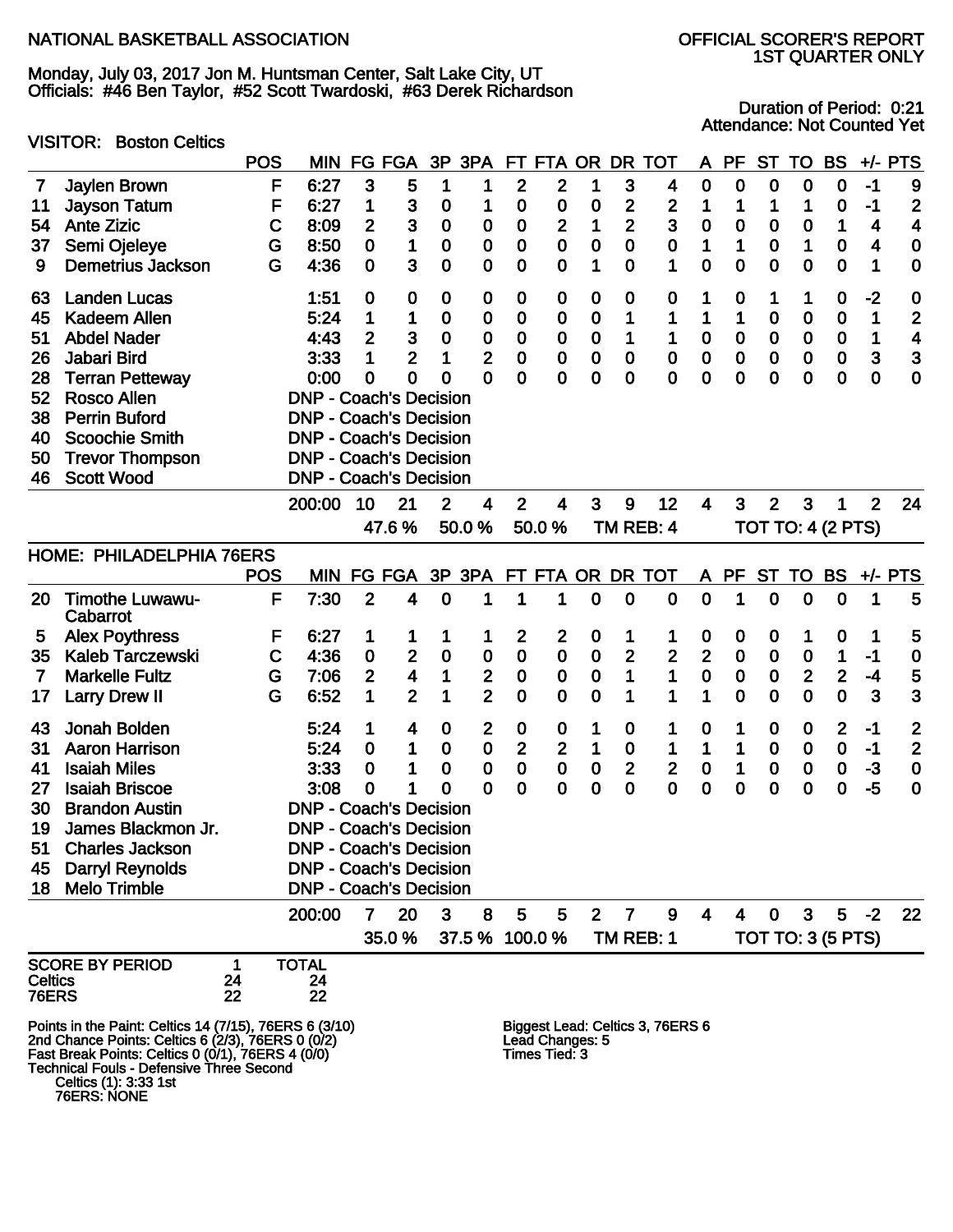NATIONAL BASKETBALL ASSOCIATION

OFFICIAL SCORER'S REPORT
1ST QUARTER ONLY

Monday, July 03, 2017 Jon M. Huntsman Center, Salt Lake City, UT
Officials: #46 Ben Taylor, #52 Scott Twardoski, #63 Derek Richardson

Duration of Period: 0:21
Attendance: Not Counted Yet

VISITOR: Boston Celtics

| | | POS | MIN | FG | FGA | 3P | 3PA | FT | FTA | OR | DR | TOT | A | PF | ST | TO | BS | +/- | PTS |
|---|---|---|---|---|---|---|---|---|---|---|---|---|---|---|---|---|---|---|---|
| 7 | Jaylen Brown | F | 6:27 | 3 | 5 | 1 | 1 | 2 | 2 | 1 | 3 | 4 | 0 | 0 | 0 | 0 | 0 | -1 | 9 |
| 11 | Jayson Tatum | F | 6:27 | 1 | 3 | 0 | 1 | 0 | 0 | 0 | 2 | 2 | 1 | 1 | 1 | 1 | 0 | -1 | 2 |
| 54 | Ante Zizic | C | 8:09 | 2 | 3 | 0 | 0 | 0 | 2 | 1 | 2 | 3 | 0 | 0 | 0 | 0 | 1 | 4 | 4 |
| 37 | Semi Ojeleye | G | 8:50 | 0 | 1 | 0 | 0 | 0 | 0 | 0 | 0 | 0 | 1 | 1 | 0 | 1 | 0 | 4 | 0 |
| 9 | Demetrius Jackson | G | 4:36 | 0 | 3 | 0 | 0 | 0 | 0 | 1 | 0 | 1 | 0 | 0 | 0 | 0 | 0 | 1 | 0 |
| 63 | Landen Lucas | | 1:51 | 0 | 0 | 0 | 0 | 0 | 0 | 0 | 0 | 0 | 1 | 0 | 1 | 1 | 0 | -2 | 0 |
| 45 | Kadeem Allen | | 5:24 | 1 | 1 | 0 | 0 | 0 | 0 | 0 | 1 | 1 | 1 | 1 | 0 | 0 | 0 | 1 | 2 |
| 51 | Abdel Nader | | 4:43 | 2 | 3 | 0 | 0 | 0 | 0 | 0 | 1 | 1 | 0 | 0 | 0 | 0 | 0 | 1 | 4 |
| 26 | Jabari Bird | | 3:33 | 1 | 2 | 1 | 2 | 0 | 0 | 0 | 0 | 0 | 0 | 0 | 0 | 0 | 0 | 3 | 3 |
| 28 | Terran Petteway | | 0:00 | 0 | 0 | 0 | 0 | 0 | 0 | 0 | 0 | 0 | 0 | 0 | 0 | 0 | 0 | 0 | 0 |
| 52 | Rosco Allen | | DNP - Coach's Decision | | | | | | | | | | | | | | | | |
| 38 | Perrin Buford | | DNP - Coach's Decision | | | | | | | | | | | | | | | | |
| 40 | Scoochie Smith | | DNP - Coach's Decision | | | | | | | | | | | | | | | | |
| 50 | Trevor Thompson | | DNP - Coach's Decision | | | | | | | | | | | | | | | | |
| 46 | Scott Wood | | DNP - Coach's Decision | | | | | | | | | | | | | | | | |
| | | | 200:00 | 10 | 21 | 2 | 4 | 2 | 4 | 3 | 9 | 12 | 4 | 3 | 2 | 3 | 1 | 2 | 24 |
| | | | | 47.6 % | | 50.0 % | | 50.0 % | | TM REB: 4 | | | TOT TO: 4 (2 PTS) | | | | | | |

HOME: PHILADELPHIA 76ERS

| | | POS | MIN | FG | FGA | 3P | 3PA | FT | FTA | OR | DR | TOT | A | PF | ST | TO | BS | +/- | PTS |
|---|---|---|---|---|---|---|---|---|---|---|---|---|---|---|---|---|---|---|---|
| 20 | Timothe Luwawu-Cabarrot | F | 7:30 | 2 | 4 | 0 | 1 | 1 | 1 | 0 | 0 | 0 | 0 | 1 | 0 | 0 | 0 | 1 | 5 |
| 5 | Alex Poythress | F | 6:27 | 1 | 1 | 1 | 1 | 2 | 2 | 0 | 1 | 1 | 0 | 0 | 0 | 1 | 0 | 1 | 5 |
| 35 | Kaleb Tarczewski | C | 4:36 | 0 | 2 | 0 | 0 | 0 | 0 | 0 | 2 | 2 | 2 | 0 | 0 | 0 | 1 | -1 | 0 |
| 7 | Markelle Fultz | G | 7:06 | 2 | 4 | 1 | 2 | 0 | 0 | 0 | 1 | 1 | 0 | 0 | 0 | 2 | 2 | -4 | 5 |
| 17 | Larry Drew II | G | 6:52 | 1 | 2 | 1 | 2 | 0 | 0 | 0 | 1 | 1 | 1 | 0 | 0 | 0 | 0 | 3 | 3 |
| 43 | Jonah Bolden | | 5:24 | 1 | 4 | 0 | 2 | 0 | 0 | 1 | 0 | 1 | 0 | 1 | 0 | 0 | 2 | -1 | 2 |
| 31 | Aaron Harrison | | 5:24 | 0 | 1 | 0 | 0 | 2 | 2 | 1 | 0 | 1 | 1 | 1 | 0 | 0 | 0 | -1 | 2 |
| 41 | Isaiah Miles | | 3:33 | 0 | 1 | 0 | 0 | 0 | 0 | 0 | 2 | 2 | 0 | 1 | 0 | 0 | 0 | -3 | 0 |
| 27 | Isaiah Briscoe | | 3:08 | 0 | 1 | 0 | 0 | 0 | 0 | 0 | 0 | 0 | 0 | 0 | 0 | 0 | 0 | -5 | 0 |
| 30 | Brandon Austin | | DNP - Coach's Decision | | | | | | | | | | | | | | | | |
| 19 | James Blackmon Jr. | | DNP - Coach's Decision | | | | | | | | | | | | | | | | |
| 51 | Charles Jackson | | DNP - Coach's Decision | | | | | | | | | | | | | | | | |
| 45 | Darryl Reynolds | | DNP - Coach's Decision | | | | | | | | | | | | | | | | |
| 18 | Melo Trimble | | DNP - Coach's Decision | | | | | | | | | | | | | | | | |
| | | | 200:00 | 7 | 20 | 3 | 8 | 5 | 5 | 2 | 7 | 9 | 4 | 4 | 0 | 3 | 5 | -2 | 22 |
| | | | | 35.0 % | | 37.5 % | | 100.0 % | | TM REB: 1 | | | TOT TO: 3 (5 PTS) | | | | | | |

| SCORE BY PERIOD | 1 | TOTAL |
|---|---|---|
| Celtics | 24 | 24 |
| 76ERS | 22 | 22 |

Points in the Paint: Celtics 14 (7/15), 76ERS 6 (3/10)
2nd Chance Points: Celtics 6 (2/3), 76ERS 0 (0/2)
Fast Break Points: Celtics 0 (0/1), 76ERS 4 (0/0)
Technical Fouls - Defensive Three Second
Celtics (1): 3:33 1st
76ERS: NONE

Biggest Lead: Celtics 3, 76ERS 6
Lead Changes: 5
Times Tied: 3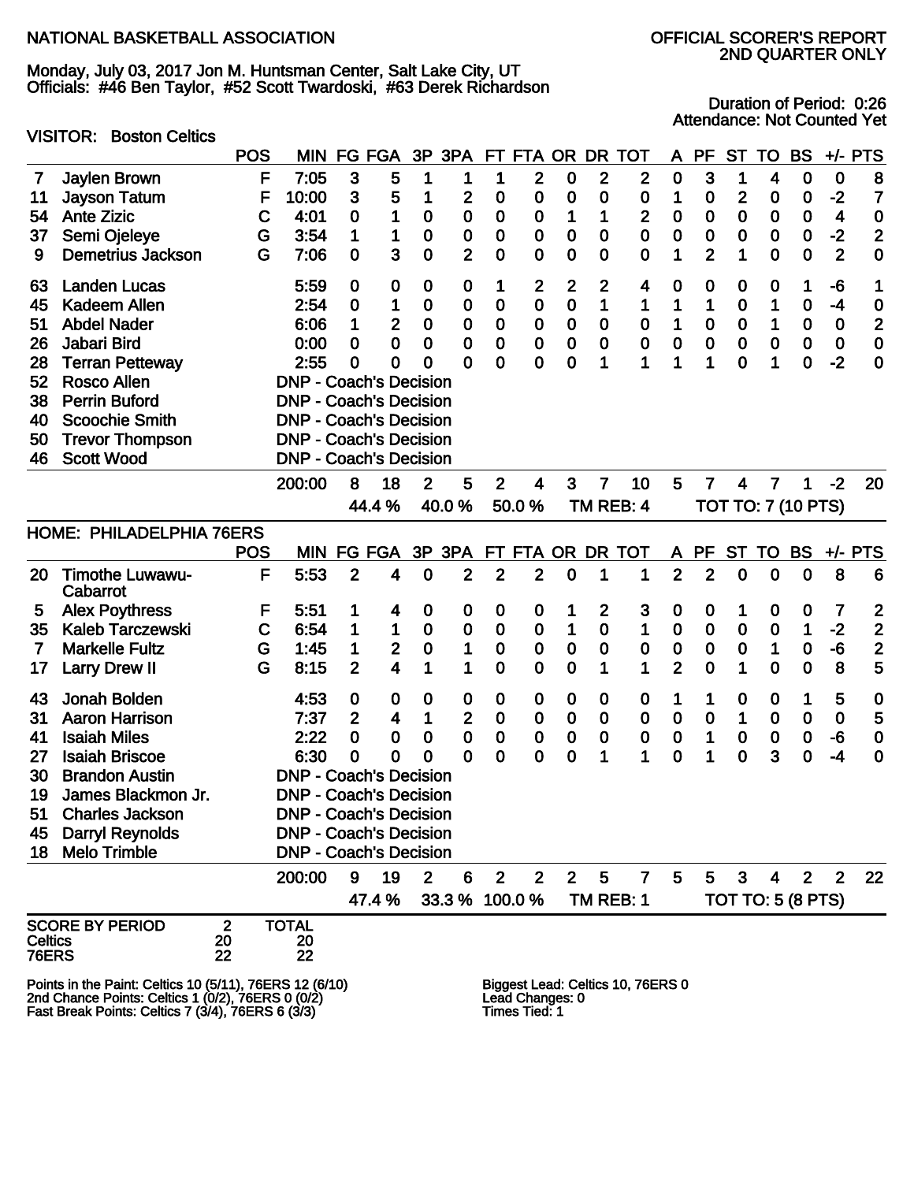NATIONAL BASKETBALL ASSOCIATION

OFFICIAL SCORER'S REPORT
2ND QUARTER ONLY

Monday, July 03, 2017 Jon M. Huntsman Center, Salt Lake City, UT
Officials: #46 Ben Taylor, #52 Scott Twardoski, #63 Derek Richardson

Duration of Period: 0:26
Attendance: Not Counted Yet

VISITOR: Boston Celtics

| # | Player | POS | MIN | FG | FGA | 3P | 3PA | FT | FTA | OR | DR | TOT | A | PF | ST | TO | BS | +/- | PTS |
|---|---|---|---|---|---|---|---|---|---|---|---|---|---|---|---|---|---|---|---|
| 7 | Jaylen Brown | F | 7:05 | 3 | 5 | 1 | 1 | 1 | 2 | 0 | 2 | 2 | 0 | 3 | 1 | 4 | 0 | 0 | 8 |
| 11 | Jayson Tatum | F | 10:00 | 3 | 5 | 1 | 2 | 0 | 0 | 0 | 0 | 0 | 1 | 0 | 2 | 0 | 0 | -2 | 7 |
| 54 | Ante Zizic | C | 4:01 | 0 | 1 | 0 | 0 | 0 | 0 | 1 | 1 | 2 | 0 | 0 | 0 | 0 | 0 | 4 | 0 |
| 37 | Semi Ojeleye | G | 3:54 | 1 | 1 | 0 | 0 | 0 | 0 | 0 | 0 | 0 | 0 | 0 | 0 | 0 | 0 | -2 | 2 |
| 9 | Demetrius Jackson | G | 7:06 | 0 | 3 | 0 | 2 | 0 | 0 | 0 | 0 | 0 | 1 | 2 | 1 | 0 | 0 | 2 | 0 |
| 63 | Landen Lucas | | 5:59 | 0 | 0 | 0 | 0 | 1 | 2 | 2 | 2 | 4 | 0 | 0 | 0 | 0 | 1 | -6 | 1 |
| 45 | Kadeem Allen | | 2:54 | 0 | 1 | 0 | 0 | 0 | 0 | 0 | 1 | 1 | 1 | 1 | 0 | 1 | 0 | -4 | 0 |
| 51 | Abdel Nader | | 6:06 | 1 | 2 | 0 | 0 | 0 | 0 | 0 | 0 | 0 | 1 | 0 | 0 | 1 | 0 | 0 | 2 |
| 26 | Jabari Bird | | 0:00 | 0 | 0 | 0 | 0 | 0 | 0 | 0 | 0 | 0 | 0 | 0 | 0 | 0 | 0 | 0 | 0 |
| 28 | Terran Petteway | | 2:55 | 0 | 0 | 0 | 0 | 0 | 0 | 0 | 1 | 1 | 1 | 1 | 0 | 1 | 0 | -2 | 0 |
| 52 | Rosco Allen | | DNP - Coach's Decision | | | | | | | | | | | | | | | | |
| 38 | Perrin Buford | | DNP - Coach's Decision | | | | | | | | | | | | | | | | |
| 40 | Scoochie Smith | | DNP - Coach's Decision | | | | | | | | | | | | | | | | |
| 50 | Trevor Thompson | | DNP - Coach's Decision | | | | | | | | | | | | | | | | |
| 46 | Scott Wood | | DNP - Coach's Decision | | | | | | | | | | | | | | | | |
| | | | 200:00 | 8 | 18 | 2 | 5 | 2 | 4 | 3 | 7 | 10 | 5 | 7 | 4 | 7 | 1 | -2 | 20 |
| | | | | 44.4 % | | 40.0 % | | 50.0 % | | TM REB: 4 | | | TOT TO: 7 (10 PTS) | | | | | | |

HOME: PHILADELPHIA 76ERS

| # | Player | POS | MIN | FG | FGA | 3P | 3PA | FT | FTA | OR | DR | TOT | A | PF | ST | TO | BS | +/- | PTS |
|---|---|---|---|---|---|---|---|---|---|---|---|---|---|---|---|---|---|---|---|
| 20 | Timothe Luwawu-Cabarrot | F | 5:53 | 2 | 4 | 0 | 2 | 2 | 2 | 0 | 1 | 1 | 2 | 2 | 0 | 0 | 0 | 8 | 6 |
| 5 | Alex Poythress | F | 5:51 | 1 | 4 | 0 | 0 | 0 | 0 | 1 | 2 | 3 | 0 | 0 | 1 | 0 | 0 | 7 | 2 |
| 35 | Kaleb Tarczewski | C | 6:54 | 1 | 1 | 0 | 0 | 0 | 0 | 1 | 0 | 1 | 0 | 0 | 0 | 0 | 1 | -2 | 2 |
| 7 | Markelle Fultz | G | 1:45 | 1 | 2 | 0 | 1 | 0 | 0 | 0 | 0 | 0 | 0 | 0 | 0 | 1 | 0 | -6 | 2 |
| 17 | Larry Drew II | G | 8:15 | 2 | 4 | 1 | 1 | 0 | 0 | 0 | 1 | 1 | 2 | 0 | 1 | 0 | 0 | 8 | 5 |
| 43 | Jonah Bolden | | 4:53 | 0 | 0 | 0 | 0 | 0 | 0 | 0 | 0 | 0 | 1 | 1 | 0 | 0 | 1 | 5 | 0 |
| 31 | Aaron Harrison | | 7:37 | 2 | 4 | 1 | 2 | 0 | 0 | 0 | 0 | 0 | 0 | 0 | 1 | 0 | 0 | 0 | 5 |
| 41 | Isaiah Miles | | 2:22 | 0 | 0 | 0 | 0 | 0 | 0 | 0 | 0 | 0 | 0 | 1 | 0 | 0 | 0 | -6 | 0 |
| 27 | Isaiah Briscoe | | 6:30 | 0 | 0 | 0 | 0 | 0 | 0 | 0 | 1 | 1 | 0 | 1 | 0 | 3 | 0 | -4 | 0 |
| 30 | Brandon Austin | | DNP - Coach's Decision | | | | | | | | | | | | | | | | |
| 19 | James Blackmon Jr. | | DNP - Coach's Decision | | | | | | | | | | | | | | | | |
| 51 | Charles Jackson | | DNP - Coach's Decision | | | | | | | | | | | | | | | | |
| 45 | Darryl Reynolds | | DNP - Coach's Decision | | | | | | | | | | | | | | | | |
| 18 | Melo Trimble | | DNP - Coach's Decision | | | | | | | | | | | | | | | | |
| | | | 200:00 | 9 | 19 | 2 | 6 | 2 | 2 | 2 | 5 | 7 | 5 | 5 | 3 | 4 | 2 | 2 | 22 |
| | | | | 47.4 % | | 33.3 % | | 100.0 % | | TM REB: 1 | | | TOT TO: 5 (8 PTS) | | | | | | |

| SCORE BY PERIOD | 2 | TOTAL |
|---|---|---|
| Celtics | 20 | 20 |
| 76ERS | 22 | 22 |

Points in the Paint: Celtics 10 (5/11), 76ERS 12 (6/10)
2nd Chance Points: Celtics 1 (0/2), 76ERS 0 (0/2)
Fast Break Points: Celtics 7 (3/4), 76ERS 6 (3/3)

Biggest Lead: Celtics 10, 76ERS 0
Lead Changes: 0
Times Tied: 1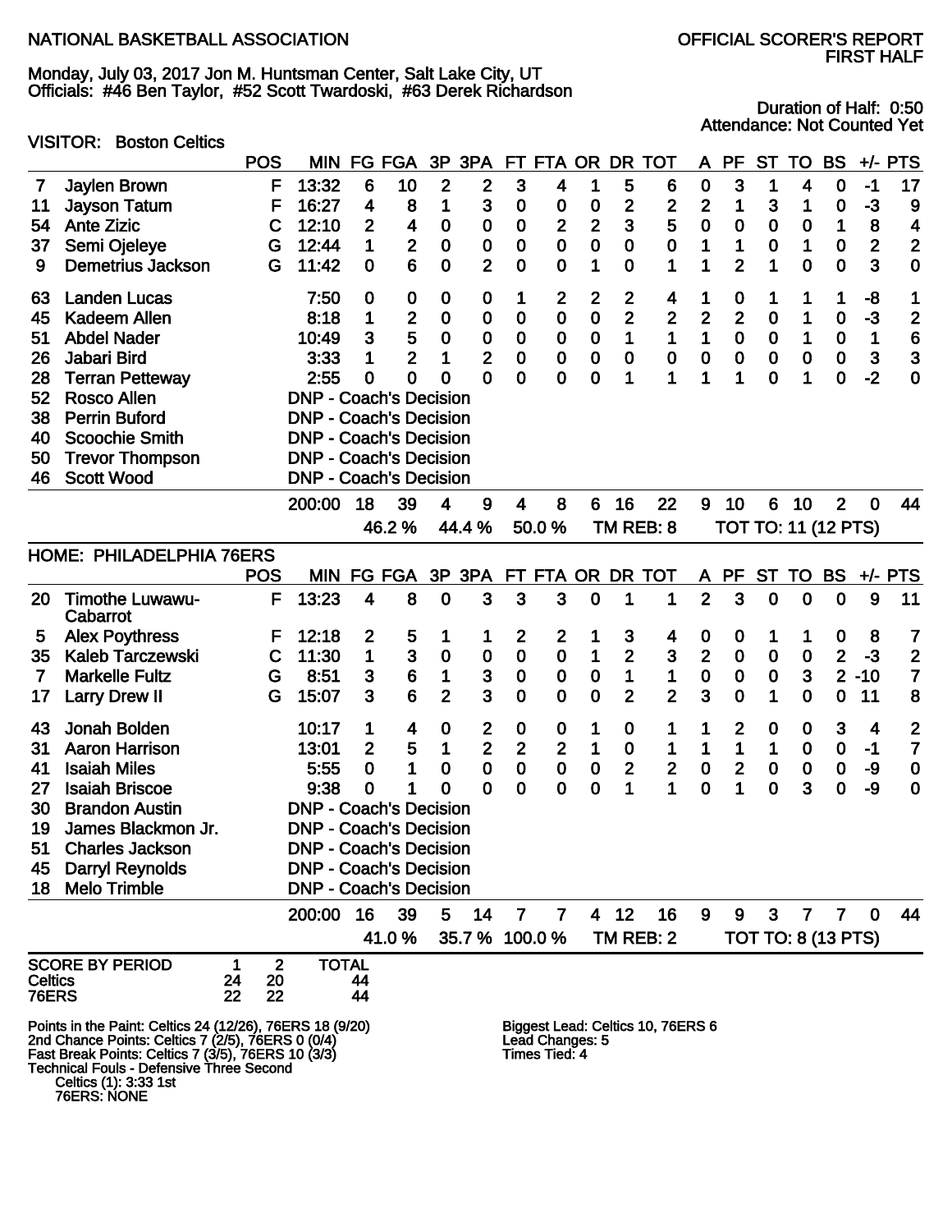NATIONAL BASKETBALL ASSOCIATION

OFFICIAL SCORER'S REPORT
FIRST HALF

Monday, July 03, 2017 Jon M. Huntsman Center, Salt Lake City, UT
Officials: #46 Ben Taylor, #52 Scott Twardoski, #63 Derek Richardson

Duration of Half: 0:50
Attendance: Not Counted Yet

VISITOR: Boston Celtics

| # | Player | POS | MIN | FG | FGA | 3P | 3PA | FT | FTA | OR | DR | TOT | A | PF | ST | TO | BS | +/- | PTS |
|---|---|---|---|---|---|---|---|---|---|---|---|---|---|---|---|---|---|---|---|
| 7 | Jaylen Brown | F | 13:32 | 6 | 10 | 2 | 2 | 3 | 4 | 1 | 5 | 6 | 0 | 3 | 1 | 4 | 0 | -1 | 17 |
| 11 | Jayson Tatum | F | 16:27 | 4 | 8 | 1 | 3 | 0 | 0 | 0 | 2 | 2 | 2 | 1 | 3 | 1 | 0 | -3 | 9 |
| 54 | Ante Zizic | C | 12:10 | 2 | 4 | 0 | 0 | 0 | 2 | 2 | 3 | 5 | 0 | 0 | 0 | 0 | 1 | 8 | 4 |
| 37 | Semi Ojeleye | G | 12:44 | 1 | 2 | 0 | 0 | 0 | 0 | 0 | 0 | 0 | 1 | 1 | 0 | 1 | 0 | 2 | 2 |
| 9 | Demetrius Jackson | G | 11:42 | 0 | 6 | 0 | 2 | 0 | 0 | 1 | 0 | 1 | 1 | 2 | 1 | 0 | 0 | 3 | 0 |
| 63 | Landen Lucas | | 7:50 | 0 | 0 | 0 | 0 | 1 | 2 | 2 | 2 | 4 | 1 | 0 | 1 | 1 | 1 | -8 | 1 |
| 45 | Kadeem Allen | | 8:18 | 1 | 2 | 0 | 0 | 0 | 0 | 0 | 2 | 2 | 2 | 2 | 0 | 1 | 0 | -3 | 2 |
| 51 | Abdel Nader | | 10:49 | 3 | 5 | 0 | 0 | 0 | 0 | 0 | 1 | 1 | 1 | 0 | 0 | 1 | 0 | 1 | 6 |
| 26 | Jabari Bird | | 3:33 | 1 | 2 | 1 | 2 | 0 | 0 | 0 | 0 | 0 | 0 | 0 | 0 | 0 | 0 | 3 | 3 |
| 28 | Terran Petteway | | 2:55 | 0 | 0 | 0 | 0 | 0 | 0 | 0 | 1 | 1 | 1 | 1 | 0 | 1 | 0 | -2 | 0 |
| 52 | Rosco Allen | | DNP - Coach's Decision | | | | | | | | | | | | | | | | |
| 38 | Perrin Buford | | DNP - Coach's Decision | | | | | | | | | | | | | | | | |
| 40 | Scoochie Smith | | DNP - Coach's Decision | | | | | | | | | | | | | | | | |
| 50 | Trevor Thompson | | DNP - Coach's Decision | | | | | | | | | | | | | | | | |
| 46 | Scott Wood | | DNP - Coach's Decision | | | | | | | | | | | | | | | | |
| | | | 200:00 | 18 | 39 | 4 | 9 | 4 | 8 | 6 | 16 | 22 | 9 | 10 | 6 | 10 | 2 | 0 | 44 |
| | | | | 46.2 % | | 44.4 % | | 50.0 % | | | TM REB: 8 | | TOT TO: 11 (12 PTS) | | | | | | |

HOME: PHILADELPHIA 76ERS

| # | Player | POS | MIN | FG | FGA | 3P | 3PA | FT | FTA | OR | DR | TOT | A | PF | ST | TO | BS | +/- | PTS |
|---|---|---|---|---|---|---|---|---|---|---|---|---|---|---|---|---|---|---|---|
| 20 | Timothe Luwawu-Cabarrot | F | 13:23 | 4 | 8 | 0 | 3 | 3 | 3 | 0 | 1 | 1 | 2 | 3 | 0 | 0 | 0 | 9 | 11 |
| 5 | Alex Poythress | F | 12:18 | 2 | 5 | 1 | 1 | 2 | 2 | 1 | 3 | 4 | 0 | 0 | 1 | 1 | 0 | 8 | 7 |
| 35 | Kaleb Tarczewski | C | 11:30 | 1 | 3 | 0 | 0 | 0 | 0 | 1 | 2 | 3 | 2 | 0 | 0 | 0 | 2 | -3 | 2 |
| 7 | Markelle Fultz | G | 8:51 | 3 | 6 | 1 | 3 | 0 | 0 | 0 | 1 | 1 | 0 | 0 | 0 | 3 | 2 | -10 | 7 |
| 17 | Larry Drew II | G | 15:07 | 3 | 6 | 2 | 3 | 0 | 0 | 0 | 2 | 2 | 3 | 0 | 1 | 0 | 0 | 11 | 8 |
| 43 | Jonah Bolden | | 10:17 | 1 | 4 | 0 | 2 | 0 | 0 | 1 | 0 | 1 | 1 | 2 | 0 | 0 | 3 | 4 | 2 |
| 31 | Aaron Harrison | | 13:01 | 2 | 5 | 1 | 2 | 2 | 2 | 1 | 0 | 1 | 1 | 1 | 1 | 0 | 0 | -1 | 7 |
| 41 | Isaiah Miles | | 5:55 | 0 | 1 | 0 | 0 | 0 | 0 | 0 | 2 | 2 | 0 | 2 | 0 | 0 | 0 | -9 | 0 |
| 27 | Isaiah Briscoe | | 9:38 | 0 | 1 | 0 | 0 | 0 | 0 | 0 | 1 | 1 | 0 | 1 | 0 | 3 | 0 | -9 | 0 |
| 30 | Brandon Austin | | DNP - Coach's Decision | | | | | | | | | | | | | | | | |
| 19 | James Blackmon Jr. | | DNP - Coach's Decision | | | | | | | | | | | | | | | | |
| 51 | Charles Jackson | | DNP - Coach's Decision | | | | | | | | | | | | | | | | |
| 45 | Darryl Reynolds | | DNP - Coach's Decision | | | | | | | | | | | | | | | | |
| 18 | Melo Trimble | | DNP - Coach's Decision | | | | | | | | | | | | | | | | |
| | | | 200:00 | 16 | 39 | 5 | 14 | 7 | 7 | 4 | 12 | 16 | 9 | 9 | 3 | 7 | 7 | 0 | 44 |
| | | | | 41.0 % | | 35.7 % | | 100.0 % | | | TM REB: 2 | | TOT TO: 8 (13 PTS) | | | | | | |

| SCORE BY PERIOD | 1 | 2 | TOTAL |
|---|---|---|---|
| Celtics | 24 | 20 | 44 |
| 76ERS | 22 | 22 | 44 |

Points in the Paint: Celtics 24 (12/26), 76ERS 18 (9/20)
2nd Chance Points: Celtics 7 (2/5), 76ERS 0 (0/4)
Fast Break Points: Celtics 7 (3/5), 76ERS 10 (3/3)
Technical Fouls - Defensive Three Second
Celtics (1): 3:33 1st
76ERS: NONE

Biggest Lead: Celtics 10, 76ERS 6
Lead Changes: 5
Times Tied: 4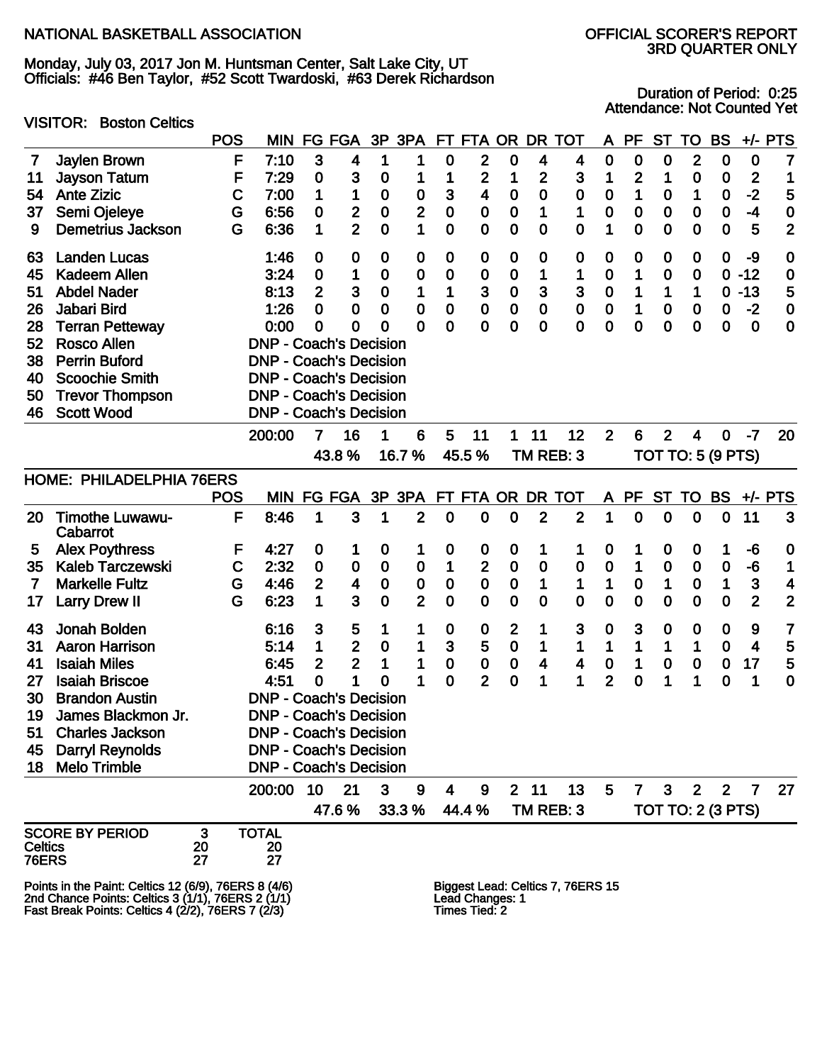NATIONAL BASKETBALL ASSOCIATION

OFFICIAL SCORER'S REPORT
3RD QUARTER ONLY

Monday, July 03, 2017 Jon M. Huntsman Center, Salt Lake City, UT
Officials: #46 Ben Taylor, #52 Scott Twardoski, #63 Derek Richardson

Duration of Period: 0:25
Attendance: Not Counted Yet

VISITOR: Boston Celtics

| | | POS | MIN | FG | FGA | 3P | 3PA | FT | FTA | OR | DR | TOT | A | PF | ST | TO | BS | +/- | PTS |
|---|---|---|---|---|---|---|---|---|---|---|---|---|---|---|---|---|---|---|---|
| 7 | Jaylen Brown | F | 7:10 | 3 | 4 | 1 | 1 | 0 | 2 | 0 | 4 | 4 | 0 | 0 | 0 | 2 | 0 | 0 | 7 |
| 11 | Jayson Tatum | F | 7:29 | 0 | 3 | 0 | 1 | 1 | 2 | 1 | 2 | 3 | 1 | 2 | 1 | 0 | 0 | 2 | 1 |
| 54 | Ante Zizic | C | 7:00 | 1 | 1 | 0 | 0 | 3 | 4 | 0 | 0 | 0 | 0 | 1 | 0 | 1 | 0 | -2 | 5 |
| 37 | Semi Ojeleye | G | 6:56 | 0 | 2 | 0 | 2 | 0 | 0 | 0 | 1 | 1 | 0 | 0 | 0 | 0 | 0 | -4 | 0 |
| 9 | Demetrius Jackson | G | 6:36 | 1 | 2 | 0 | 1 | 0 | 0 | 0 | 0 | 0 | 1 | 0 | 0 | 0 | 0 | 5 | 2 |
| 63 | Landen Lucas | | 1:46 | 0 | 0 | 0 | 0 | 0 | 0 | 0 | 0 | 0 | 0 | 0 | 0 | 0 | 0 | -9 | 0 |
| 45 | Kadeem Allen | | 3:24 | 0 | 1 | 0 | 0 | 0 | 0 | 0 | 1 | 1 | 0 | 1 | 0 | 0 | 0 | -12 | 0 |
| 51 | Abdel Nader | | 8:13 | 2 | 3 | 0 | 1 | 1 | 3 | 0 | 3 | 3 | 0 | 1 | 1 | 1 | 0 | -13 | 5 |
| 26 | Jabari Bird | | 1:26 | 0 | 0 | 0 | 0 | 0 | 0 | 0 | 0 | 0 | 0 | 1 | 0 | 0 | 0 | -2 | 0 |
| 28 | Terran Petteway | | 0:00 | 0 | 0 | 0 | 0 | 0 | 0 | 0 | 0 | 0 | 0 | 0 | 0 | 0 | 0 | 0 | 0 |
| 52 | Rosco Allen | | DNP - Coach's Decision | | | | | | | | | | | | | | | | |
| 38 | Perrin Buford | | DNP - Coach's Decision | | | | | | | | | | | | | | | | |
| 40 | Scoochie Smith | | DNP - Coach's Decision | | | | | | | | | | | | | | | | |
| 50 | Trevor Thompson | | DNP - Coach's Decision | | | | | | | | | | | | | | | | |
| 46 | Scott Wood | | DNP - Coach's Decision | | | | | | | | | | | | | | | | |
| | | | 200:00 | 7 | 16 | 1 | 6 | 5 | 11 | 1 | 11 | 12 | 2 | 6 | 2 | 4 | 0 | -7 | 20 |
| | | | | 43.8 % | | 16.7 % | | 45.5 % | | TM REB: 3 | | | TOT TO: 5 (9 PTS) | | | | | | |

HOME: PHILADELPHIA 76ERS

| | | POS | MIN | FG | FGA | 3P | 3PA | FT | FTA | OR | DR | TOT | A | PF | ST | TO | BS | +/- | PTS |
|---|---|---|---|---|---|---|---|---|---|---|---|---|---|---|---|---|---|---|---|
| 20 | Timothe Luwawu-Cabarrot | F | 8:46 | 1 | 3 | 1 | 2 | 0 | 0 | 0 | 2 | 2 | 1 | 0 | 0 | 0 | 0 | 11 | 3 |
| 5 | Alex Poythress | F | 4:27 | 0 | 1 | 0 | 1 | 0 | 0 | 0 | 1 | 1 | 0 | 1 | 0 | 0 | 1 | -6 | 0 |
| 35 | Kaleb Tarczewski | C | 2:32 | 0 | 0 | 0 | 0 | 1 | 2 | 0 | 0 | 0 | 0 | 1 | 0 | 0 | 0 | -6 | 1 |
| 7 | Markelle Fultz | G | 4:46 | 2 | 4 | 0 | 0 | 0 | 0 | 0 | 1 | 1 | 1 | 0 | 1 | 0 | 1 | 3 | 4 |
| 17 | Larry Drew II | G | 6:23 | 1 | 3 | 0 | 2 | 0 | 0 | 0 | 0 | 0 | 0 | 0 | 0 | 0 | 0 | 2 | 2 |
| 43 | Jonah Bolden | | 6:16 | 3 | 5 | 1 | 1 | 0 | 0 | 2 | 1 | 3 | 0 | 3 | 0 | 0 | 0 | 9 | 7 |
| 31 | Aaron Harrison | | 5:14 | 1 | 2 | 0 | 1 | 3 | 5 | 0 | 1 | 1 | 1 | 1 | 1 | 1 | 0 | 4 | 5 |
| 41 | Isaiah Miles | | 6:45 | 2 | 2 | 1 | 1 | 0 | 0 | 0 | 4 | 4 | 0 | 1 | 0 | 0 | 0 | 17 | 5 |
| 27 | Isaiah Briscoe | | 4:51 | 0 | 1 | 0 | 1 | 0 | 2 | 0 | 1 | 1 | 2 | 0 | 1 | 1 | 0 | 1 | 0 |
| 30 | Brandon Austin | | DNP - Coach's Decision | | | | | | | | | | | | | | | | |
| 19 | James Blackmon Jr. | | DNP - Coach's Decision | | | | | | | | | | | | | | | | |
| 51 | Charles Jackson | | DNP - Coach's Decision | | | | | | | | | | | | | | | | |
| 45 | Darryl Reynolds | | DNP - Coach's Decision | | | | | | | | | | | | | | | | |
| 18 | Melo Trimble | | DNP - Coach's Decision | | | | | | | | | | | | | | | | |
| | | | 200:00 | 10 | 21 | 3 | 9 | 4 | 9 | 2 | 11 | 13 | 5 | 7 | 3 | 2 | 2 | 7 | 27 |
| | | | | 47.6 % | | 33.3 % | | 44.4 % | | TM REB: 3 | | | TOT TO: 2 (3 PTS) | | | | | | |

| SCORE BY PERIOD | 3 | TOTAL |
|---|---|---|
| Celtics | 20 | 20 |
| 76ERS | 27 | 27 |

Points in the Paint: Celtics 12 (6/9), 76ERS 8 (4/6)
2nd Chance Points: Celtics 3 (1/1), 76ERS 2 (1/1)
Fast Break Points: Celtics 4 (2/2), 76ERS 7 (2/3)

Biggest Lead: Celtics 7, 76ERS 15
Lead Changes: 1
Times Tied: 2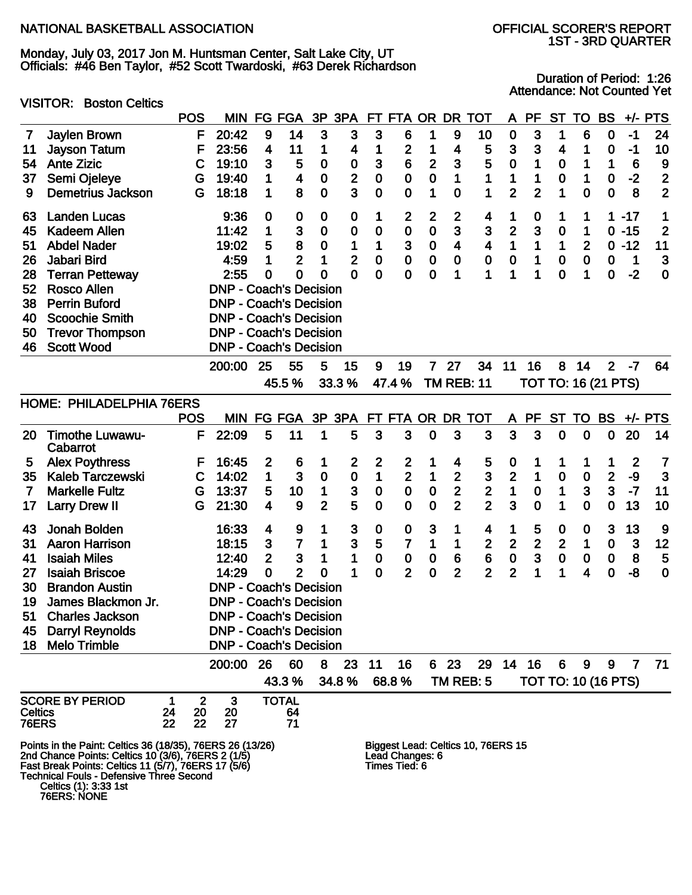NATIONAL BASKETBALL ASSOCIATION

OFFICIAL SCORER'S REPORT
1ST - 3RD QUARTER

Monday, July 03, 2017 Jon M. Huntsman Center, Salt Lake City, UT
Officials: #46 Ben Taylor, #52 Scott Twardoski, #63 Derek Richardson

Duration of Period: 1:26
Attendance: Not Counted Yet

VISITOR: Boston Celtics

| No | Player | POS | MIN | FG | FGA | 3P | 3PA | FT | FTA | OR | DR | TOT | A | PF | ST | TO | BS | +/- | PTS |
|---|---|---|---|---|---|---|---|---|---|---|---|---|---|---|---|---|---|---|---|
| 7 | Jaylen Brown | F | 20:42 | 9 | 14 | 3 | 3 | 3 | 6 | 1 | 9 | 10 | 0 | 3 | 1 | 6 | 0 | -1 | 24 |
| 11 | Jayson Tatum | F | 23:56 | 4 | 11 | 1 | 4 | 1 | 2 | 1 | 4 | 5 | 3 | 3 | 4 | 1 | 0 | -1 | 10 |
| 54 | Ante Zizic | C | 19:10 | 3 | 5 | 0 | 0 | 3 | 6 | 2 | 3 | 5 | 0 | 1 | 0 | 1 | 1 | 6 | 9 |
| 37 | Semi Ojeleye | G | 19:40 | 1 | 4 | 0 | 2 | 0 | 0 | 0 | 1 | 1 | 1 | 1 | 0 | 1 | 0 | -2 | 2 |
| 9 | Demetrius Jackson | G | 18:18 | 1 | 8 | 0 | 3 | 0 | 0 | 1 | 0 | 1 | 2 | 2 | 1 | 0 | 0 | 8 | 2 |
| 63 | Landen Lucas | | 9:36 | 0 | 0 | 0 | 0 | 1 | 2 | 2 | 2 | 4 | 1 | 0 | 1 | 1 | 1 | -17 | 1 |
| 45 | Kadeem Allen | | 11:42 | 1 | 3 | 0 | 0 | 0 | 0 | 0 | 3 | 3 | 2 | 3 | 0 | 1 | 0 | -15 | 2 |
| 51 | Abdel Nader | | 19:02 | 5 | 8 | 0 | 1 | 1 | 3 | 0 | 4 | 4 | 1 | 1 | 1 | 2 | 0 | -12 | 11 |
| 26 | Jabari Bird | | 4:59 | 1 | 2 | 1 | 2 | 0 | 0 | 0 | 0 | 0 | 0 | 1 | 0 | 0 | 0 | 1 | 3 |
| 28 | Terran Petteway | | 2:55 | 0 | 0 | 0 | 0 | 0 | 0 | 0 | 1 | 1 | 1 | 1 | 0 | 1 | 0 | -2 | 0 |
| 52 | Rosco Allen | | DNP - Coach's Decision | | | | | | | | | | | | | | | | |
| 38 | Perrin Buford | | DNP - Coach's Decision | | | | | | | | | | | | | | | | |
| 40 | Scoochie Smith | | DNP - Coach's Decision | | | | | | | | | | | | | | | | |
| 50 | Trevor Thompson | | DNP - Coach's Decision | | | | | | | | | | | | | | | | |
| 46 | Scott Wood | | DNP - Coach's Decision | | | | | | | | | | | | | | | | |
| | | | 200:00 | 25 | 55 | 5 | 15 | 9 | 19 | 7 | 27 | 34 | 11 | 16 | 8 | 14 | 2 | -7 | 64 |
| | | | | 45.5 % | | 33.3 % | | 47.4 % | | TM REB: 11 | | | TOT TO: 16 (21 PTS) | | | | | | |

HOME: PHILADELPHIA 76ERS

| No | Player | POS | MIN | FG | FGA | 3P | 3PA | FT | FTA | OR | DR | TOT | A | PF | ST | TO | BS | +/- | PTS |
|---|---|---|---|---|---|---|---|---|---|---|---|---|---|---|---|---|---|---|---|
| 20 | Timothe Luwawu-Cabarrot | F | 22:09 | 5 | 11 | 1 | 5 | 3 | 3 | 0 | 3 | 3 | 3 | 3 | 0 | 0 | 0 | 20 | 14 |
| 5 | Alex Poythress | F | 16:45 | 2 | 6 | 1 | 2 | 2 | 2 | 1 | 4 | 5 | 0 | 1 | 1 | 1 | 1 | 2 | 7 |
| 35 | Kaleb Tarczewski | C | 14:02 | 1 | 3 | 0 | 0 | 1 | 2 | 1 | 2 | 3 | 2 | 1 | 0 | 0 | 2 | -9 | 3 |
| 7 | Markelle Fultz | G | 13:37 | 5 | 10 | 1 | 3 | 0 | 0 | 0 | 2 | 2 | 1 | 0 | 1 | 3 | 3 | -7 | 11 |
| 17 | Larry Drew II | G | 21:30 | 4 | 9 | 2 | 5 | 0 | 0 | 0 | 2 | 2 | 3 | 0 | 1 | 0 | 0 | 13 | 10 |
| 43 | Jonah Bolden | | 16:33 | 4 | 9 | 1 | 3 | 0 | 0 | 3 | 1 | 4 | 1 | 5 | 0 | 0 | 3 | 13 | 9 |
| 31 | Aaron Harrison | | 18:15 | 3 | 7 | 1 | 3 | 5 | 7 | 1 | 1 | 2 | 2 | 2 | 2 | 1 | 0 | 3 | 12 |
| 41 | Isaiah Miles | | 12:40 | 2 | 3 | 1 | 1 | 0 | 0 | 0 | 6 | 6 | 0 | 3 | 0 | 0 | 0 | 8 | 5 |
| 27 | Isaiah Briscoe | | 14:29 | 0 | 2 | 0 | 1 | 0 | 2 | 0 | 2 | 2 | 2 | 1 | 1 | 4 | 0 | -8 | 0 |
| 30 | Brandon Austin | | DNP - Coach's Decision | | | | | | | | | | | | | | | | |
| 19 | James Blackmon Jr. | | DNP - Coach's Decision | | | | | | | | | | | | | | | | |
| 51 | Charles Jackson | | DNP - Coach's Decision | | | | | | | | | | | | | | | | |
| 45 | Darryl Reynolds | | DNP - Coach's Decision | | | | | | | | | | | | | | | | |
| 18 | Melo Trimble | | DNP - Coach's Decision | | | | | | | | | | | | | | | | |
| | | | 200:00 | 26 | 60 | 8 | 23 | 11 | 16 | 6 | 23 | 29 | 14 | 16 | 6 | 9 | 9 | 7 | 71 |
| | | | | 43.3 % | | 34.8 % | | 68.8 % | | TM REB: 5 | | | TOT TO: 10 (16 PTS) | | | | | | |

| SCORE BY PERIOD | 1 | 2 | 3 | TOTAL |
|---|---|---|---|---|
| Celtics | 24 | 20 | 20 | 64 |
| 76ERS | 22 | 22 | 27 | 71 |

Points in the Paint: Celtics 36 (18/35), 76ERS 26 (13/26)
2nd Chance Points: Celtics 10 (3/6), 76ERS 2 (1/5)
Fast Break Points: Celtics 11 (5/7), 76ERS 17 (5/6)
Technical Fouls - Defensive Three Second
Celtics (1): 3:33 1st
76ERS: NONE

Biggest Lead: Celtics 10, 76ERS 15
Lead Changes: 6
Times Tied: 6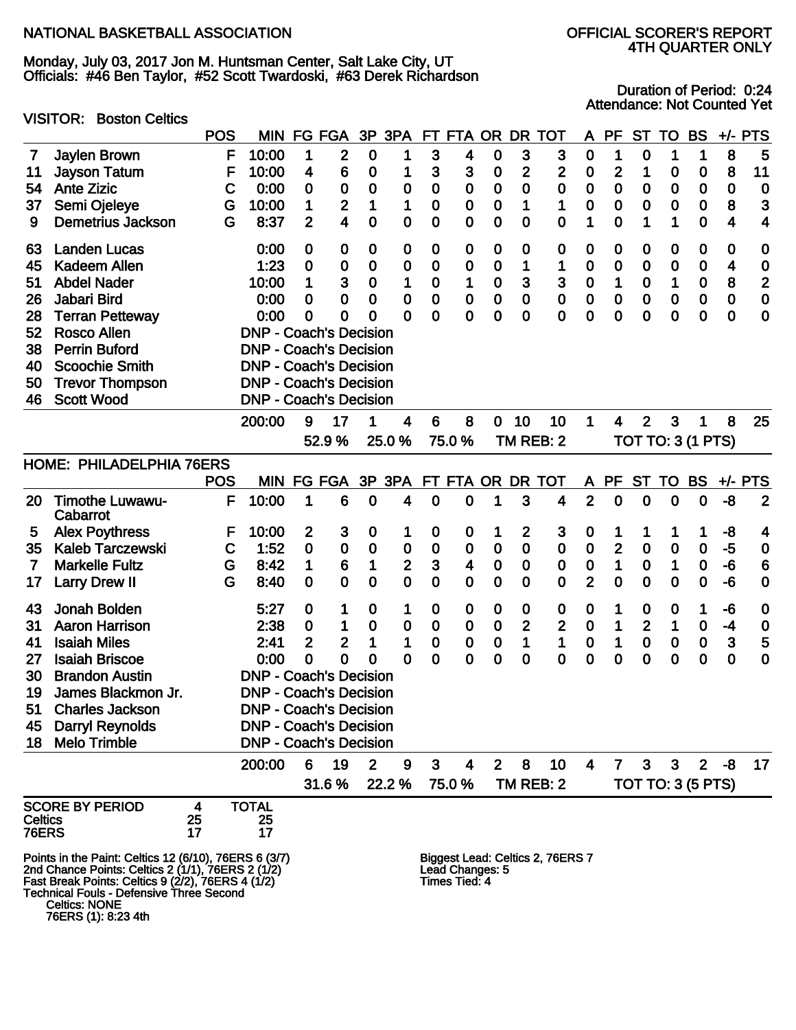NATIONAL BASKETBALL ASSOCIATION

OFFICIAL SCORER'S REPORT
4TH QUARTER ONLY

Monday, July 03, 2017 Jon M. Huntsman Center, Salt Lake City, UT
Officials: #46 Ben Taylor, #52 Scott Twardoski, #63 Derek Richardson

Duration of Period: 0:24
Attendance: Not Counted Yet

VISITOR: Boston Celtics

| # | Player | POS | MIN | FG | FGA | 3P | 3PA | FT | FTA | OR | DR | TOT | A | PF | ST | TO | BS | +/- | PTS |
|---|---|---|---|---|---|---|---|---|---|---|---|---|---|---|---|---|---|---|---|
| 7 | Jaylen Brown | F | 10:00 | 1 | 2 | 0 | 1 | 3 | 4 | 0 | 3 | 3 | 0 | 1 | 0 | 1 | 1 | 8 | 5 |
| 11 | Jayson Tatum | F | 10:00 | 4 | 6 | 0 | 1 | 3 | 3 | 0 | 2 | 2 | 0 | 2 | 1 | 0 | 0 | 8 | 11 |
| 54 | Ante Zizic | C | 0:00 | 0 | 0 | 0 | 0 | 0 | 0 | 0 | 0 | 0 | 0 | 0 | 0 | 0 | 0 | 0 | 0 |
| 37 | Semi Ojeleye | G | 10:00 | 1 | 2 | 1 | 1 | 0 | 0 | 0 | 1 | 1 | 0 | 0 | 0 | 0 | 0 | 8 | 3 |
| 9 | Demetrius Jackson | G | 8:37 | 2 | 4 | 0 | 0 | 0 | 0 | 0 | 0 | 0 | 1 | 0 | 1 | 1 | 0 | 4 | 4 |
| 63 | Landen Lucas | | 0:00 | 0 | 0 | 0 | 0 | 0 | 0 | 0 | 0 | 0 | 0 | 0 | 0 | 0 | 0 | 0 | 0 |
| 45 | Kadeem Allen | | 1:23 | 0 | 0 | 0 | 0 | 0 | 0 | 0 | 1 | 1 | 0 | 0 | 0 | 0 | 0 | 4 | 0 |
| 51 | Abdel Nader | | 10:00 | 1 | 3 | 0 | 1 | 0 | 1 | 0 | 3 | 3 | 0 | 1 | 0 | 1 | 0 | 8 | 2 |
| 26 | Jabari Bird | | 0:00 | 0 | 0 | 0 | 0 | 0 | 0 | 0 | 0 | 0 | 0 | 0 | 0 | 0 | 0 | 0 | 0 |
| 28 | Terran Petteway | | 0:00 | 0 | 0 | 0 | 0 | 0 | 0 | 0 | 0 | 0 | 0 | 0 | 0 | 0 | 0 | 0 | 0 |
| 52 | Rosco Allen | | DNP - Coach's Decision | | | | | | | | | | | | | | | | |
| 38 | Perrin Buford | | DNP - Coach's Decision | | | | | | | | | | | | | | | | |
| 40 | Scoochie Smith | | DNP - Coach's Decision | | | | | | | | | | | | | | | | |
| 50 | Trevor Thompson | | DNP - Coach's Decision | | | | | | | | | | | | | | | | |
| 46 | Scott Wood | | DNP - Coach's Decision | | | | | | | | | | | | | | | | |
| | | | 200:00 | 9 | 17 | 1 | 4 | 6 | 8 | 0 | 10 | 10 | 1 | 4 | 2 | 3 | 1 | 8 | 25 |
| | | | | 52.9 % | | 25.0 % | | 75.0 % | | TM REB: 2 | | | TOT TO: 3 (1 PTS) | | | | | | |

HOME: PHILADELPHIA 76ERS

| # | Player | POS | MIN | FG | FGA | 3P | 3PA | FT | FTA | OR | DR | TOT | A | PF | ST | TO | BS | +/- | PTS |
|---|---|---|---|---|---|---|---|---|---|---|---|---|---|---|---|---|---|---|---|
| 20 | Timothe Luwawu-Cabarrot | F | 10:00 | 1 | 6 | 0 | 4 | 0 | 0 | 1 | 3 | 4 | 2 | 0 | 0 | 0 | 0 | -8 | 2 |
| 5 | Alex Poythress | F | 10:00 | 2 | 3 | 0 | 1 | 0 | 0 | 1 | 2 | 3 | 0 | 1 | 1 | 1 | 1 | -8 | 4 |
| 35 | Kaleb Tarczewski | C | 1:52 | 0 | 0 | 0 | 0 | 0 | 0 | 0 | 0 | 0 | 0 | 2 | 0 | 0 | 0 | -5 | 0 |
| 7 | Markelle Fultz | G | 8:42 | 1 | 6 | 1 | 2 | 3 | 4 | 0 | 0 | 0 | 0 | 1 | 0 | 1 | 0 | -6 | 6 |
| 17 | Larry Drew II | G | 8:40 | 0 | 0 | 0 | 0 | 0 | 0 | 0 | 0 | 0 | 2 | 0 | 0 | 0 | 0 | -6 | 0 |
| 43 | Jonah Bolden | | 5:27 | 0 | 1 | 0 | 1 | 0 | 0 | 0 | 0 | 0 | 0 | 1 | 0 | 0 | 1 | -6 | 0 |
| 31 | Aaron Harrison | | 2:38 | 0 | 1 | 0 | 0 | 0 | 0 | 0 | 2 | 2 | 0 | 1 | 2 | 1 | 0 | -4 | 0 |
| 41 | Isaiah Miles | | 2:41 | 2 | 2 | 1 | 1 | 0 | 0 | 0 | 1 | 1 | 0 | 1 | 0 | 0 | 0 | 3 | 5 |
| 27 | Isaiah Briscoe | | 0:00 | 0 | 0 | 0 | 0 | 0 | 0 | 0 | 0 | 0 | 0 | 0 | 0 | 0 | 0 | 0 | 0 |
| 30 | Brandon Austin | | DNP - Coach's Decision | | | | | | | | | | | | | | | | |
| 19 | James Blackmon Jr. | | DNP - Coach's Decision | | | | | | | | | | | | | | | | |
| 51 | Charles Jackson | | DNP - Coach's Decision | | | | | | | | | | | | | | | | |
| 45 | Darryl Reynolds | | DNP - Coach's Decision | | | | | | | | | | | | | | | | |
| 18 | Melo Trimble | | DNP - Coach's Decision | | | | | | | | | | | | | | | | |
| | | | 200:00 | 6 | 19 | 2 | 9 | 3 | 4 | 2 | 8 | 10 | 4 | 7 | 3 | 3 | 2 | -8 | 17 |
| | | | | 31.6 % | | 22.2 % | | 75.0 % | | TM REB: 2 | | | TOT TO: 3 (5 PTS) | | | | | | |

| SCORE BY PERIOD | 4 | TOTAL |
|---|---|---|
| Celtics | 25 | 25 |
| 76ERS | 17 | 17 |

Points in the Paint: Celtics 12 (6/10), 76ERS 6 (3/7)
2nd Chance Points: Celtics 2 (1/1), 76ERS 2 (1/2)
Fast Break Points: Celtics 9 (2/2), 76ERS 4 (1/2)
Technical Fouls - Defensive Three Second
Celtics: NONE
76ERS (1): 8:23 4th

Biggest Lead: Celtics 2, 76ERS 7
Lead Changes: 5
Times Tied: 4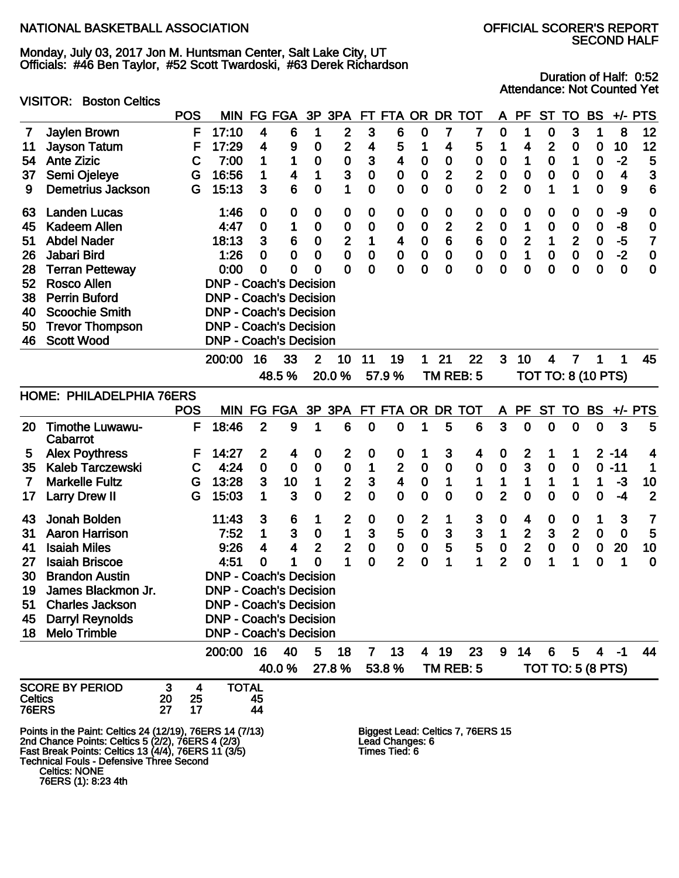NATIONAL BASKETBALL ASSOCIATION

OFFICIAL SCORER'S REPORT
SECOND HALF

Monday, July 03, 2017 Jon M. Huntsman Center, Salt Lake City, UT
Officials: #46 Ben Taylor, #52 Scott Twardoski, #63 Derek Richardson

Duration of Half: 0:52
Attendance: Not Counted Yet

VISITOR: Boston Celtics

| # | Player | POS | MIN | FG | FGA | 3P | 3PA | FT | FTA | OR | DR | TOT | A | PF | ST | TO | BS | +/- | PTS |
|---|---|---|---|---|---|---|---|---|---|---|---|---|---|---|---|---|---|---|---|
| 7 | Jaylen Brown | F | 17:10 | 4 | 6 | 1 | 2 | 3 | 6 | 0 | 7 | 7 | 0 | 1 | 0 | 3 | 1 | 8 | 12 |
| 11 | Jayson Tatum | F | 17:29 | 4 | 9 | 0 | 2 | 4 | 5 | 1 | 4 | 5 | 1 | 4 | 2 | 0 | 0 | 10 | 12 |
| 54 | Ante Zizic | C | 7:00 | 1 | 1 | 0 | 0 | 3 | 4 | 0 | 0 | 0 | 0 | 1 | 0 | 1 | 0 | -2 | 5 |
| 37 | Semi Ojeleye | G | 16:56 | 1 | 4 | 1 | 3 | 0 | 0 | 0 | 2 | 2 | 0 | 0 | 0 | 0 | 0 | 4 | 3 |
| 9 | Demetrius Jackson | G | 15:13 | 3 | 6 | 0 | 1 | 0 | 0 | 0 | 0 | 0 | 2 | 0 | 1 | 1 | 0 | 9 | 6 |
| 63 | Landen Lucas | | 1:46 | 0 | 0 | 0 | 0 | 0 | 0 | 0 | 0 | 0 | 0 | 0 | 0 | 0 | 0 | -9 | 0 |
| 45 | Kadeem Allen | | 4:47 | 0 | 1 | 0 | 0 | 0 | 0 | 0 | 2 | 2 | 0 | 1 | 0 | 0 | 0 | -8 | 0 |
| 51 | Abdel Nader | | 18:13 | 3 | 6 | 0 | 2 | 1 | 4 | 0 | 6 | 6 | 0 | 2 | 1 | 2 | 0 | -5 | 7 |
| 26 | Jabari Bird | | 1:26 | 0 | 0 | 0 | 0 | 0 | 0 | 0 | 0 | 0 | 0 | 1 | 0 | 0 | 0 | -2 | 0 |
| 28 | Terran Petteway | | 0:00 | 0 | 0 | 0 | 0 | 0 | 0 | 0 | 0 | 0 | 0 | 0 | 0 | 0 | 0 | 0 | 0 |
| 52 | Rosco Allen | | DNP - Coach's Decision | | | | | | | | | | | | | | | | |
| 38 | Perrin Buford | | DNP - Coach's Decision | | | | | | | | | | | | | | | | |
| 40 | Scoochie Smith | | DNP - Coach's Decision | | | | | | | | | | | | | | | | |
| 50 | Trevor Thompson | | DNP - Coach's Decision | | | | | | | | | | | | | | | | |
| 46 | Scott Wood | | DNP - Coach's Decision | | | | | | | | | | | | | | | | |
| | | | 200:00 | 16 | 33 | 2 | 10 | 11 | 19 | 1 | 21 | 22 | 3 | 10 | 4 | 7 | 1 | 1 | 45 |
| | | | | 48.5 % | | 20.0 % | | 57.9 % | | | TM REB: 5 | | | TOT TO: 8 (10 PTS) | | | | | |

HOME: PHILADELPHIA 76ERS

| # | Player | POS | MIN | FG | FGA | 3P | 3PA | FT | FTA | OR | DR | TOT | A | PF | ST | TO | BS | +/- | PTS |
|---|---|---|---|---|---|---|---|---|---|---|---|---|---|---|---|---|---|---|---|
| 20 | Timothe Luwawu-Cabarrot | F | 18:46 | 2 | 9 | 1 | 6 | 0 | 0 | 1 | 5 | 6 | 3 | 0 | 0 | 0 | 0 | 3 | 5 |
| 5 | Alex Poythress | F | 14:27 | 2 | 4 | 0 | 2 | 0 | 0 | 1 | 3 | 4 | 0 | 2 | 1 | 1 | 2 | -14 | 4 |
| 35 | Kaleb Tarczewski | C | 4:24 | 0 | 0 | 0 | 0 | 1 | 2 | 0 | 0 | 0 | 0 | 3 | 0 | 0 | 0 | -11 | 1 |
| 7 | Markelle Fultz | G | 13:28 | 3 | 10 | 1 | 2 | 3 | 4 | 0 | 1 | 1 | 1 | 1 | 1 | 1 | 1 | -3 | 10 |
| 17 | Larry Drew II | G | 15:03 | 1 | 3 | 0 | 2 | 0 | 0 | 0 | 0 | 0 | 2 | 0 | 0 | 0 | 0 | -4 | 2 |
| 43 | Jonah Bolden | | 11:43 | 3 | 6 | 1 | 2 | 0 | 0 | 2 | 1 | 3 | 0 | 4 | 0 | 0 | 1 | 3 | 7 |
| 31 | Aaron Harrison | | 7:52 | 1 | 3 | 0 | 1 | 3 | 5 | 0 | 3 | 3 | 1 | 2 | 3 | 2 | 0 | 0 | 5 |
| 41 | Isaiah Miles | | 9:26 | 4 | 4 | 2 | 2 | 0 | 0 | 0 | 5 | 5 | 0 | 2 | 0 | 0 | 0 | 20 | 10 |
| 27 | Isaiah Briscoe | | 4:51 | 0 | 1 | 0 | 1 | 0 | 2 | 0 | 1 | 1 | 2 | 0 | 1 | 1 | 0 | 1 | 0 |
| 30 | Brandon Austin | | DNP - Coach's Decision | | | | | | | | | | | | | | | | |
| 19 | James Blackmon Jr. | | DNP - Coach's Decision | | | | | | | | | | | | | | | | |
| 51 | Charles Jackson | | DNP - Coach's Decision | | | | | | | | | | | | | | | | |
| 45 | Darryl Reynolds | | DNP - Coach's Decision | | | | | | | | | | | | | | | | |
| 18 | Melo Trimble | | DNP - Coach's Decision | | | | | | | | | | | | | | | | |
| | | | 200:00 | 16 | 40 | 5 | 18 | 7 | 13 | 4 | 19 | 23 | 9 | 14 | 6 | 5 | 4 | -1 | 44 |
| | | | | 40.0 % | | 27.8 % | | 53.8 % | | | TM REB: 5 | | | TOT TO: 5 (8 PTS) | | | | | |

| SCORE BY PERIOD | 3 | 4 | TOTAL |
|---|---|---|---|
| Celtics | 20 | 25 | 45 |
| 76ERS | 27 | 17 | 44 |

Points in the Paint: Celtics 24 (12/19), 76ERS 14 (7/13)
2nd Chance Points: Celtics 5 (2/2), 76ERS 4 (2/3)
Fast Break Points: Celtics 13 (4/4), 76ERS 11 (3/5)
Technical Fouls - Defensive Three Second
Celtics: NONE
76ERS (1): 8:23 4th

Biggest Lead: Celtics 7, 76ERS 15
Lead Changes: 6
Times Tied: 6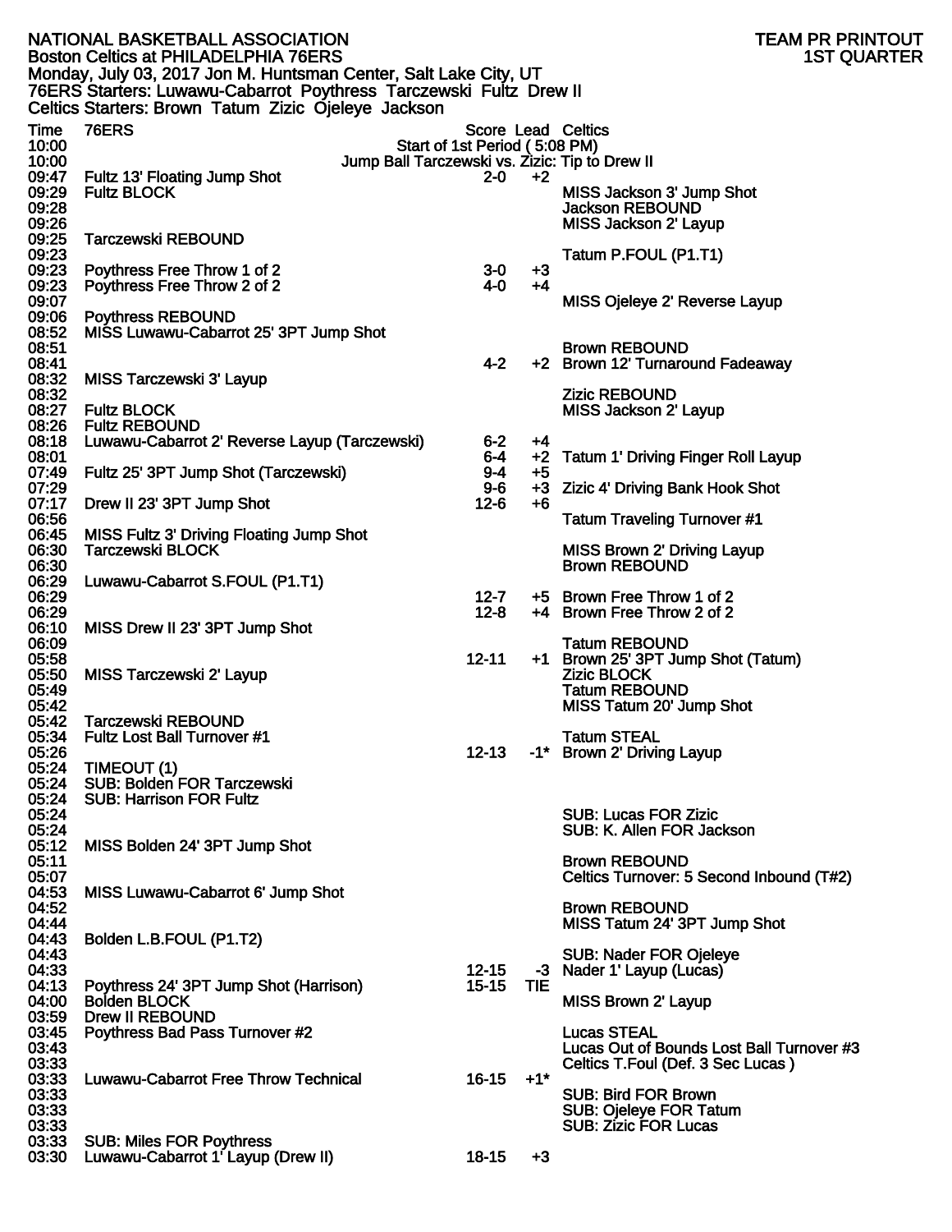NATIONAL BASKETBALL ASSOCIATION — TEAM PR PRINTOUT
Boston Celtics at PHILADELPHIA 76ERS — 1ST QUARTER
Monday, July 03, 2017 Jon M. Huntsman Center, Salt Lake City, UT
76ERS Starters: Luwawu-Cabarrot Poythress Tarczewski Fultz Drew II
Celtics Starters: Brown Tatum Zizic Ojeleye Jackson

| Time | 76ERS | Score | Lead | Celtics |
|---|---|---|---|---|
| 10:00 | Start of 1st Period ( 5:08 PM) | | | |
| 10:00 | Jump Ball Tarczewski vs. Zizic: Tip to Drew II | | | |
| 09:47 | Fultz 13' Floating Jump Shot | 2-0 | +2 | |
| 09:29 | Fultz BLOCK | | | MISS Jackson 3' Jump Shot |
| 09:28 | | | | Jackson REBOUND |
| 09:26 | | | | MISS Jackson 2' Layup |
| 09:25 | Tarczewski REBOUND | | | |
| 09:23 | | | | Tatum P.FOUL (P1.T1) |
| 09:23 | Poythress Free Throw 1 of 2 | 3-0 | +3 | |
| 09:23 | Poythress Free Throw 2 of 2 | 4-0 | +4 | |
| 09:07 | | | | MISS Ojeleye 2' Reverse Layup |
| 09:06 | Poythress REBOUND | | | |
| 08:52 | MISS Luwawu-Cabarrot 25' 3PT Jump Shot | | | |
| 08:51 | | | | Brown REBOUND |
| 08:41 | | 4-2 | +2 | Brown 12' Turnaround Fadeaway |
| 08:32 | MISS Tarczewski 3' Layup | | | |
| 08:32 | | | | Zizic REBOUND |
| 08:27 | Fultz BLOCK | | | MISS Jackson 2' Layup |
| 08:26 | Fultz REBOUND | | | |
| 08:18 | Luwawu-Cabarrot 2' Reverse Layup (Tarczewski) | 6-2 | +4 | |
| 08:01 | | 6-4 | +2 | Tatum 1' Driving Finger Roll Layup |
| 07:49 | Fultz 25' 3PT Jump Shot (Tarczewski) | 9-4 | +5 | |
| 07:29 | | 9-6 | +3 | Zizic 4' Driving Bank Hook Shot |
| 07:17 | Drew II 23' 3PT Jump Shot | 12-6 | +6 | |
| 06:56 | | | | Tatum Traveling Turnover #1 |
| 06:45 | MISS Fultz 3' Driving Floating Jump Shot | | | |
| 06:30 | Tarczewski BLOCK | | | MISS Brown 2' Driving Layup |
| 06:30 | | | | Brown REBOUND |
| 06:29 | Luwawu-Cabarrot S.FOUL (P1.T1) | | | |
| 06:29 | | 12-7 | +5 | Brown Free Throw 1 of 2 |
| 06:29 | | 12-8 | +4 | Brown Free Throw 2 of 2 |
| 06:10 | MISS Drew II 23' 3PT Jump Shot | | | |
| 06:09 | | | | Tatum REBOUND |
| 05:58 | | 12-11 | +1 | Brown 25' 3PT Jump Shot (Tatum) |
| 05:50 | MISS Tarczewski 2' Layup | | | Zizic BLOCK |
| 05:49 | | | | Tatum REBOUND |
| 05:42 | | | | MISS Tatum 20' Jump Shot |
| 05:42 | Tarczewski REBOUND | | | |
| 05:34 | Fultz Lost Ball Turnover #1 | | | Tatum STEAL |
| 05:26 | | 12-13 | -1* | Brown 2' Driving Layup |
| 05:24 | TIMEOUT (1) | | | |
| 05:24 | SUB: Bolden FOR Tarczewski | | | |
| 05:24 | SUB: Harrison FOR Fultz | | | |
| 05:24 | | | | SUB: Lucas FOR Zizic |
| 05:24 | | | | SUB: K. Allen FOR Jackson |
| 05:12 | MISS Bolden 24' 3PT Jump Shot | | | |
| 05:11 | | | | Brown REBOUND |
| 05:07 | | | | Celtics Turnover: 5 Second Inbound (T#2) |
| 04:53 | MISS Luwawu-Cabarrot 6' Jump Shot | | | |
| 04:52 | | | | Brown REBOUND |
| 04:44 | | | | MISS Tatum 24' 3PT Jump Shot |
| 04:43 | Bolden L.B.FOUL (P1.T2) | | | |
| 04:43 | | | | SUB: Nader FOR Ojeleye |
| 04:33 | | 12-15 | -3 | Nader 1' Layup (Lucas) |
| 04:13 | Poythress 24' 3PT Jump Shot (Harrison) | 15-15 | TIE | |
| 04:00 | Bolden BLOCK | | | MISS Brown 2' Layup |
| 03:59 | Drew II REBOUND | | | |
| 03:45 | Poythress Bad Pass Turnover #2 | | | Lucas STEAL |
| 03:43 | | | | Lucas Out of Bounds Lost Ball Turnover #3 |
| 03:33 | | | | Celtics T.Foul (Def. 3 Sec Lucas ) |
| 03:33 | Luwawu-Cabarrot Free Throw Technical | 16-15 | +1* | |
| 03:33 | | | | SUB: Bird FOR Brown |
| 03:33 | | | | SUB: Ojeleye FOR Tatum |
| 03:33 | | | | SUB: Zizic FOR Lucas |
| 03:33 | SUB: Miles FOR Poythress | | | |
| 03:30 | Luwawu-Cabarrot 1' Layup (Drew II) | 18-15 | +3 | |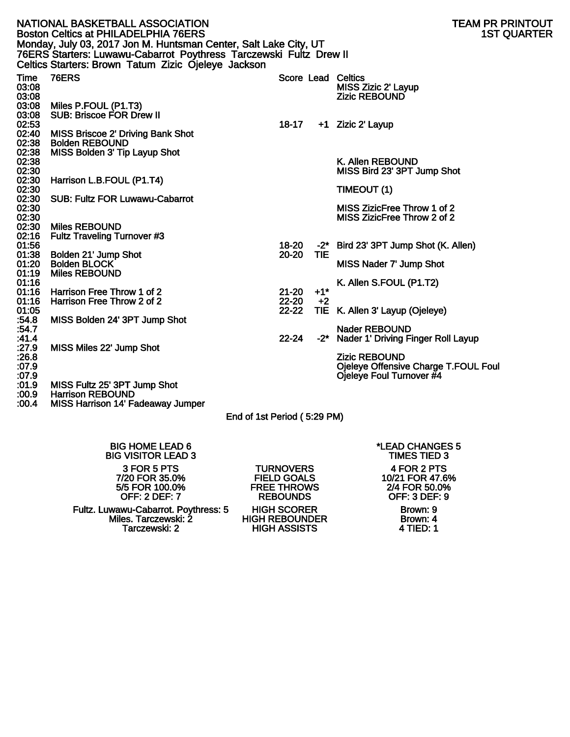NATIONAL BASKETBALL ASSOCIATION — TEAM PR PRINTOUT
Boston Celtics at PHILADELPHIA 76ERS — 1ST QUARTER
Monday, July 03, 2017 Jon M. Huntsman Center, Salt Lake City, UT
76ERS Starters: Luwawu-Cabarrot Poythress Tarczewski Fultz Drew II
Celtics Starters: Brown Tatum Zizic Ojeleye Jackson

| Time | 76ERS | Score | Lead | Celtics |
|---|---|---|---|---|
| 03:08 | | | | MISS Zizic 2' Layup |
| 03:08 | | | | Zizic REBOUND |
| 03:08 | Miles P.FOUL (P1.T3) | | | |
| 03:08 | SUB: Briscoe FOR Drew II | | | |
| 02:53 | | 18-17 | +1 | Zizic 2' Layup |
| 02:40 | MISS Briscoe 2' Driving Bank Shot | | | |
| 02:38 | Bolden REBOUND | | | |
| 02:38 | MISS Bolden 3' Tip Layup Shot | | | |
| 02:38 | | | | K. Allen REBOUND |
| 02:30 | | | | MISS Bird 23' 3PT Jump Shot |
| 02:30 | Harrison L.B.FOUL (P1.T4) | | | |
| 02:30 | | | | TIMEOUT (1) |
| 02:30 | SUB: Fultz FOR Luwawu-Cabarrot | | | |
| 02:30 | | | | MISS ZizicFree Throw 1 of 2 |
| 02:30 | | | | MISS ZizicFree Throw 2 of 2 |
| 02:30 | Miles REBOUND | | | |
| 02:16 | Fultz Traveling Turnover #3 | | | |
| 01:56 | | 18-20 | -2* | Bird 23' 3PT Jump Shot (K. Allen) |
| 01:38 | Bolden 21' Jump Shot | 20-20 | TIE | |
| 01:20 | Bolden BLOCK | | | MISS Nader 7' Jump Shot |
| 01:19 | Miles REBOUND | | | |
| 01:16 | | | | K. Allen S.FOUL (P1.T2) |
| 01:16 | Harrison Free Throw 1 of 2 | 21-20 | +1* | |
| 01:16 | Harrison Free Throw 2 of 2 | 22-20 | +2 | |
| 01:05 | | 22-22 | TIE | K. Allen 3' Layup (Ojeleye) |
| :54.8 | MISS Bolden 24' 3PT Jump Shot | | | |
| :54.7 | | | | Nader REBOUND |
| :41.4 | | 22-24 | -2* | Nader 1' Driving Finger Roll Layup |
| :27.9 | MISS Miles 22' Jump Shot | | | |
| :26.8 | | | | Zizic REBOUND |
| :07.9 | | | | Ojeleye Offensive Charge T.FOUL Foul |
| :07.9 | | | | Ojeleye Foul Turnover #4 |
| :01.9 | MISS Fultz 25' 3PT Jump Shot | | | |
| :00.9 | Harrison REBOUND | | | |
| :00.4 | MISS Harrison 14' Fadeaway Jumper | | | |

End of 1st Period ( 5:29 PM)

BIG HOME LEAD 6
BIG VISITOR LEAD 3

*LEAD CHANGES 5
TIMES TIED 3

| 76ERS | | Celtics |
|---|---|---|
| 3 FOR 5 PTS | TURNOVERS | 4 FOR 2 PTS |
| 7/20 FOR 35.0% | FIELD GOALS | 10/21 FOR 47.6% |
| 5/5 FOR 100.0% | FREE THROWS | 2/4 FOR 50.0% |
| OFF: 2 DEF: 7 | REBOUNDS | OFF: 3 DEF: 9 |
| Fultz. Luwawu-Cabarrot. Poythress: 5 | HIGH SCORER | Brown: 9 |
| Miles. Tarczewski: 2 | HIGH REBOUNDER | Brown: 4 |
| Tarczewski: 2 | HIGH ASSISTS | 4 TIED: 1 |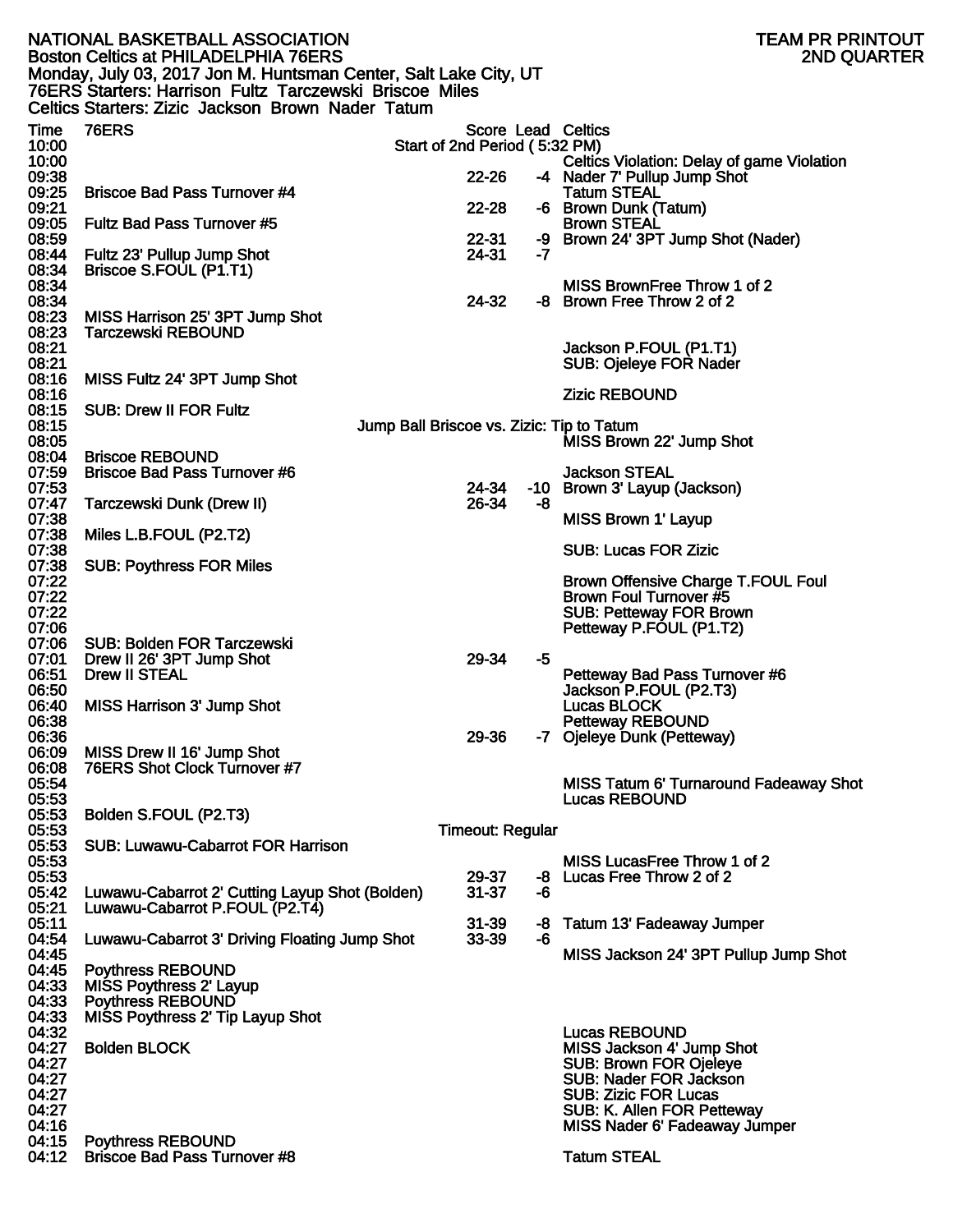NATIONAL BASKETBALL ASSOCIATION TEAM PR PRINTOUT
Boston Celtics at PHILADELPHIA 76ERS 2ND QUARTER
Monday, July 03, 2017 Jon M. Huntsman Center, Salt Lake City, UT
76ERS Starters: Harrison Fultz Tarczewski Briscoe Miles
Celtics Starters: Zizic Jackson Brown Nader Tatum

| Time | 76ERS | Score | Lead | Celtics |
|---|---|---|---|---|
| 10:00 | Start of 2nd Period ( 5:32 PM) | | | |
| 10:00 | | | | Celtics Violation: Delay of game Violation |
| 09:38 | | 22-26 | -4 | Nader 7' Pullup Jump Shot |
| 09:25 | Briscoe Bad Pass Turnover #4 | | | Tatum STEAL |
| 09:21 | | 22-28 | -6 | Brown Dunk (Tatum) |
| 09:05 | Fultz Bad Pass Turnover #5 | | | Brown STEAL |
| 08:59 | | 22-31 | -9 | Brown 24' 3PT Jump Shot (Nader) |
| 08:44 | Fultz 23' Pullup Jump Shot | 24-31 | -7 | |
| 08:34 | Briscoe S.FOUL (P1.T1) | | | |
| 08:34 | | | | MISS BrownFree Throw 1 of 2 |
| 08:34 | | 24-32 | -8 | Brown Free Throw 2 of 2 |
| 08:23 | MISS Harrison 25' 3PT Jump Shot | | | |
| 08:23 | Tarczewski REBOUND | | | |
| 08:21 | | | | Jackson P.FOUL (P1.T1) |
| 08:21 | | | | SUB: Ojeleye FOR Nader |
| 08:16 | MISS Fultz 24' 3PT Jump Shot | | | |
| 08:16 | | | | Zizic REBOUND |
| 08:15 | SUB: Drew II FOR Fultz | | | |
| 08:15 | Jump Ball Briscoe vs. Zizic: Tip to Tatum | | | |
| 08:05 | | | | MISS Brown 22' Jump Shot |
| 08:04 | Briscoe REBOUND | | | |
| 07:59 | Briscoe Bad Pass Turnover #6 | | | Jackson STEAL |
| 07:53 | | 24-34 | -10 | Brown 3' Layup (Jackson) |
| 07:47 | Tarczewski Dunk (Drew II) | 26-34 | -8 | |
| 07:38 | | | | MISS Brown 1' Layup |
| 07:38 | Miles L.B.FOUL (P2.T2) | | | |
| 07:38 | | | | SUB: Lucas FOR Zizic |
| 07:38 | SUB: Poythress FOR Miles | | | |
| 07:22 | | | | Brown Offensive Charge T.FOUL Foul |
| 07:22 | | | | Brown Foul Turnover #5 |
| 07:22 | | | | SUB: Petteway FOR Brown |
| 07:06 | | | | Petteway P.FOUL (P1.T2) |
| 07:06 | SUB: Bolden FOR Tarczewski | | | |
| 07:01 | Drew II 26' 3PT Jump Shot | 29-34 | -5 | |
| 06:51 | Drew II STEAL | | | Petteway Bad Pass Turnover #6 |
| 06:50 | | | | Jackson P.FOUL (P2.T3) |
| 06:40 | MISS Harrison 3' Jump Shot | | | Lucas BLOCK |
| 06:38 | | | | Petteway REBOUND |
| 06:36 | | 29-36 | -7 | Ojeleye Dunk (Petteway) |
| 06:09 | MISS Drew II 16' Jump Shot | | | |
| 06:08 | 76ERS Shot Clock Turnover #7 | | | |
| 05:54 | | | | MISS Tatum 6' Turnaround Fadeaway Shot |
| 05:53 | | | | Lucas REBOUND |
| 05:53 | Bolden S.FOUL (P2.T3) | | | |
| 05:53 | Timeout: Regular | | | |
| 05:53 | SUB: Luwawu-Cabarrot FOR Harrison | | | |
| 05:53 | | | | MISS LucasFree Throw 1 of 2 |
| 05:53 | | 29-37 | -8 | Lucas Free Throw 2 of 2 |
| 05:42 | Luwawu-Cabarrot 2' Cutting Layup Shot (Bolden) | 31-37 | -6 | |
| 05:21 | Luwawu-Cabarrot P.FOUL (P2.T4) | | | |
| 05:11 | | 31-39 | -8 | Tatum 13' Fadeaway Jumper |
| 04:54 | Luwawu-Cabarrot 3' Driving Floating Jump Shot | 33-39 | -6 | |
| 04:45 | | | | MISS Jackson 24' 3PT Pullup Jump Shot |
| 04:45 | Poythress REBOUND | | | |
| 04:33 | MISS Poythress 2' Layup | | | |
| 04:33 | Poythress REBOUND | | | |
| 04:33 | MISS Poythress 2' Tip Layup Shot | | | |
| 04:32 | | | | Lucas REBOUND |
| 04:27 | Bolden BLOCK | | | MISS Jackson 4' Jump Shot |
| 04:27 | | | | SUB: Brown FOR Ojeleye |
| 04:27 | | | | SUB: Nader FOR Jackson |
| 04:27 | | | | SUB: Zizic FOR Lucas |
| 04:27 | | | | SUB: K. Allen FOR Petteway |
| 04:16 | | | | MISS Nader 6' Fadeaway Jumper |
| 04:15 | Poythress REBOUND | | | |
| 04:12 | Briscoe Bad Pass Turnover #8 | | | Tatum STEAL |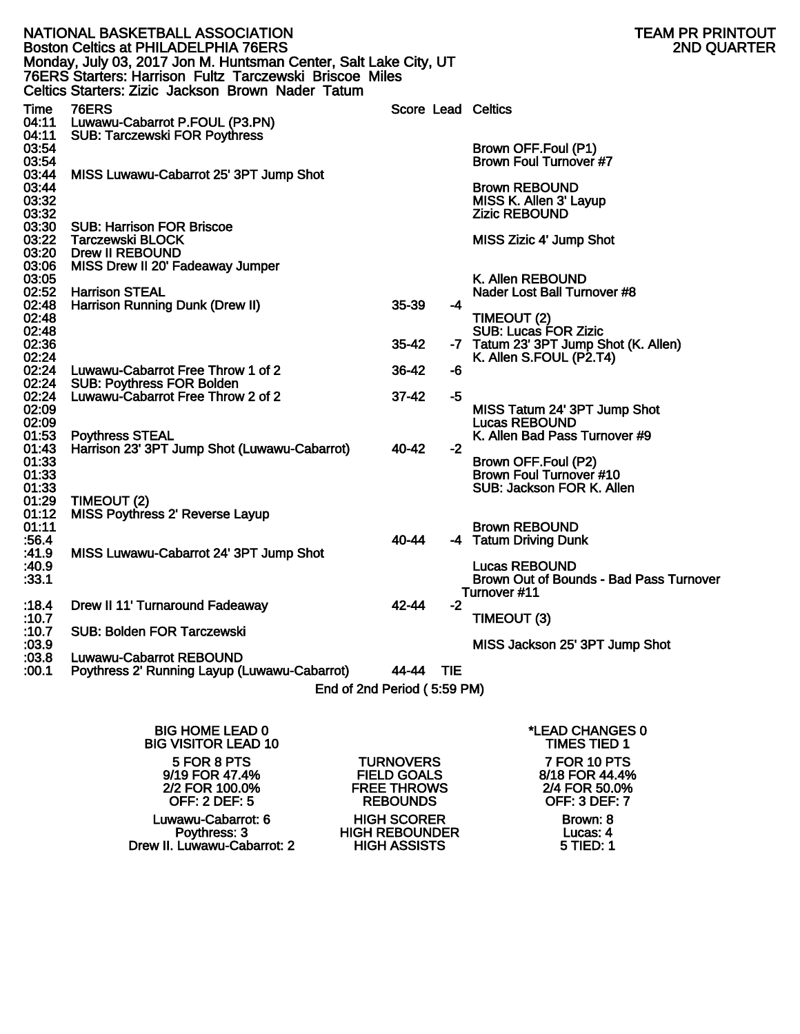NATIONAL BASKETBALL ASSOCIATION — TEAM PR PRINTOUT
Boston Celtics at PHILADELPHIA 76ERS — 2ND QUARTER
Monday, July 03, 2017 Jon M. Huntsman Center, Salt Lake City, UT
76ERS Starters: Harrison Fultz Tarczewski Briscoe Miles
Celtics Starters: Zizic Jackson Brown Nader Tatum

| Time | 76ERS | Score | Lead | Celtics |
|---|---|---|---|---|
| 04:11 | Luwawu-Cabarrot P.FOUL (P3.PN) | | | |
| 04:11 | SUB: Tarczewski FOR Poythress | | | |
| 03:54 | | | | Brown OFF.Foul (P1) |
| 03:54 | | | | Brown Foul Turnover #7 |
| 03:44 | MISS Luwawu-Cabarrot 25' 3PT Jump Shot | | | |
| 03:44 | | | | Brown REBOUND |
| 03:32 | | | | MISS K. Allen 3' Layup |
| 03:32 | | | | Zizic REBOUND |
| 03:30 | SUB: Harrison FOR Briscoe | | | |
| 03:22 | Tarczewski BLOCK | | | MISS Zizic 4' Jump Shot |
| 03:20 | Drew II REBOUND | | | |
| 03:06 | MISS Drew II 20' Fadeaway Jumper | | | |
| 03:05 | | | | K. Allen REBOUND |
| 02:52 | Harrison STEAL | | | Nader Lost Ball Turnover #8 |
| 02:48 | Harrison Running Dunk (Drew II) | 35-39 | -4 | |
| 02:48 | | | | TIMEOUT (2) |
| 02:48 | | | | SUB: Lucas FOR Zizic |
| 02:36 | | 35-42 | -7 | Tatum 23' 3PT Jump Shot (K. Allen) |
| 02:24 | | | | K. Allen S.FOUL (P2.T4) |
| 02:24 | Luwawu-Cabarrot Free Throw 1 of 2 | 36-42 | -6 | |
| 02:24 | SUB: Poythress FOR Bolden | | | |
| 02:24 | Luwawu-Cabarrot Free Throw 2 of 2 | 37-42 | -5 | |
| 02:09 | | | | MISS Tatum 24' 3PT Jump Shot |
| 02:09 | | | | Lucas REBOUND |
| 01:53 | Poythress STEAL | | | K. Allen Bad Pass Turnover #9 |
| 01:43 | Harrison 23' 3PT Jump Shot (Luwawu-Cabarrot) | 40-42 | -2 | |
| 01:33 | | | | Brown OFF.Foul (P2) |
| 01:33 | | | | Brown Foul Turnover #10 |
| 01:33 | | | | SUB: Jackson FOR K. Allen |
| 01:29 | TIMEOUT (2) | | | |
| 01:12 | MISS Poythress 2' Reverse Layup | | | |
| 01:11 | | | | Brown REBOUND |
| :56.4 | | 40-44 | -4 | Tatum Driving Dunk |
| :41.9 | MISS Luwawu-Cabarrot 24' 3PT Jump Shot | | | |
| :40.9 | | | | Lucas REBOUND |
| :33.1 | | | | Brown Out of Bounds - Bad Pass Turnover Turnover #11 |
| :18.4 | Drew II 11' Turnaround Fadeaway | 42-44 | -2 | |
| :10.7 | | | | TIMEOUT (3) |
| :10.7 | SUB: Bolden FOR Tarczewski | | | |
| :03.9 | | | | MISS Jackson 25' 3PT Jump Shot |
| :03.8 | Luwawu-Cabarrot REBOUND | | | |
| :00.1 | Poythress 2' Running Layup (Luwawu-Cabarrot) | 44-44 | TIE | |

End of 2nd Period ( 5:59 PM)

| BIG HOME LEAD 0<br>BIG VISITOR LEAD 10 | | *LEAD CHANGES 0<br>TIMES TIED 1 |
|---|---|---|
| 5 FOR 8 PTS | TURNOVERS | 7 FOR 10 PTS |
| 9/19 FOR 47.4% | FIELD GOALS | 8/18 FOR 44.4% |
| 2/2 FOR 100.0% | FREE THROWS | 2/4 FOR 50.0% |
| OFF: 2 DEF: 5 | REBOUNDS | OFF: 3 DEF: 7 |
| Luwawu-Cabarrot: 6 | HIGH SCORER | Brown: 8 |
| Poythress: 3 | HIGH REBOUNDER | Lucas: 4 |
| Drew II. Luwawu-Cabarrot: 2 | HIGH ASSISTS | 5 TIED: 1 |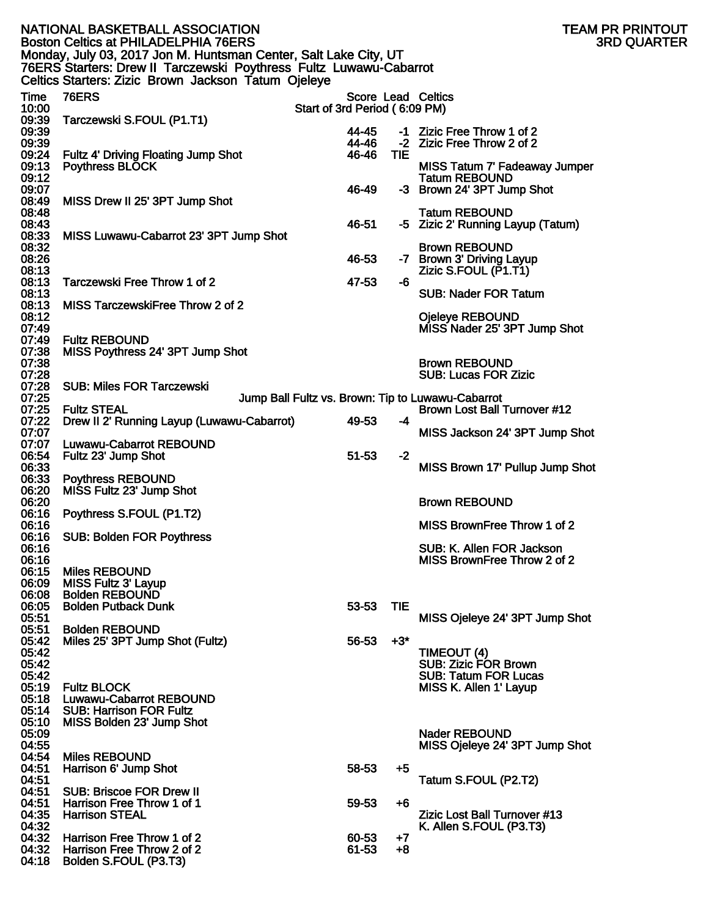NATIONAL BASKETBALL ASSOCIATION — TEAM PR PRINTOUT

Boston Celtics at PHILADELPHIA 76ERS — 3RD QUARTER

Monday, July 03, 2017 Jon M. Huntsman Center, Salt Lake City, UT

76ERS Starters: Drew II Tarczewski Poythress Fultz Luwawu-Cabarrot

Celtics Starters: Zizic Brown Jackson Tatum Ojeleye

| Time | 76ERS | Score | Lead | Celtics |
|---|---|---|---|---|
| 10:00 | Start of 3rd Period ( 6:09 PM) | | | |
| 09:39 | Tarczewski S.FOUL (P1.T1) | | | |
| 09:39 | | 44-45 | -1 | Zizic Free Throw 1 of 2 |
| 09:39 | | 44-46 | -2 | Zizic Free Throw 2 of 2 |
| 09:24 | Fultz 4' Driving Floating Jump Shot | 46-46 | TIE | |
| 09:13 | Poythress BLOCK | | | MISS Tatum 7' Fadeaway Jumper |
| 09:12 | | | | Tatum REBOUND |
| 09:07 | | 46-49 | -3 | Brown 24' 3PT Jump Shot |
| 08:49 | MISS Drew II 25' 3PT Jump Shot | | | |
| 08:48 | | | | Tatum REBOUND |
| 08:43 | | 46-51 | -5 | Zizic 2' Running Layup (Tatum) |
| 08:33 | MISS Luwawu-Cabarrot 23' 3PT Jump Shot | | | |
| 08:32 | | | | Brown REBOUND |
| 08:26 | | 46-53 | -7 | Brown 3' Driving Layup |
| 08:13 | | | | Zizic S.FOUL (P1.T1) |
| 08:13 | Tarczewski Free Throw 1 of 2 | 47-53 | -6 | |
| 08:13 | | | | SUB: Nader FOR Tatum |
| 08:13 | MISS TarczewskiFree Throw 2 of 2 | | | |
| 08:12 | | | | Ojeleye REBOUND |
| 07:49 | | | | MISS Nader 25' 3PT Jump Shot |
| 07:49 | Fultz REBOUND | | | |
| 07:38 | MISS Poythress 24' 3PT Jump Shot | | | |
| 07:38 | | | | Brown REBOUND |
| 07:28 | | | | SUB: Lucas FOR Zizic |
| 07:28 | SUB: Miles FOR Tarczewski | | | |
| 07:25 | Jump Ball Fultz vs. Brown: Tip to Luwawu-Cabarrot | | | |
| 07:25 | Fultz STEAL | | | Brown Lost Ball Turnover #12 |
| 07:22 | Drew II 2' Running Layup (Luwawu-Cabarrot) | 49-53 | -4 | |
| 07:07 | | | | MISS Jackson 24' 3PT Jump Shot |
| 07:07 | Luwawu-Cabarrot REBOUND | | | |
| 06:54 | Fultz 23' Jump Shot | 51-53 | -2 | |
| 06:33 | | | | MISS Brown 17' Pullup Jump Shot |
| 06:33 | Poythress REBOUND | | | |
| 06:20 | MISS Fultz 23' Jump Shot | | | |
| 06:20 | | | | Brown REBOUND |
| 06:16 | Poythress S.FOUL (P1.T2) | | | |
| 06:16 | | | | MISS BrownFree Throw 1 of 2 |
| 06:16 | SUB: Bolden FOR Poythress | | | |
| 06:16 | | | | SUB: K. Allen FOR Jackson |
| 06:16 | | | | MISS BrownFree Throw 2 of 2 |
| 06:15 | Miles REBOUND | | | |
| 06:09 | MISS Fultz 3' Layup | | | |
| 06:08 | Bolden REBOUND | | | |
| 06:05 | Bolden Putback Dunk | 53-53 | TIE | |
| 05:51 | | | | MISS Ojeleye 24' 3PT Jump Shot |
| 05:51 | Bolden REBOUND | | | |
| 05:42 | Miles 25' 3PT Jump Shot (Fultz) | 56-53 | +3* | |
| 05:42 | | | | TIMEOUT (4) |
| 05:42 | | | | SUB: Zizic FOR Brown |
| 05:42 | | | | SUB: Tatum FOR Lucas |
| 05:19 | Fultz BLOCK | | | MISS K. Allen 1' Layup |
| 05:18 | Luwawu-Cabarrot REBOUND | | | |
| 05:14 | SUB: Harrison FOR Fultz | | | |
| 05:10 | MISS Bolden 23' Jump Shot | | | |
| 05:09 | | | | Nader REBOUND |
| 04:55 | | | | MISS Ojeleye 24' 3PT Jump Shot |
| 04:54 | Miles REBOUND | | | |
| 04:51 | Harrison 6' Jump Shot | 58-53 | +5 | |
| 04:51 | | | | Tatum S.FOUL (P2.T2) |
| 04:51 | SUB: Briscoe FOR Drew II | | | |
| 04:51 | Harrison Free Throw 1 of 1 | 59-53 | +6 | |
| 04:35 | Harrison STEAL | | | Zizic Lost Ball Turnover #13 |
| 04:32 | | | | K. Allen S.FOUL (P3.T3) |
| 04:32 | Harrison Free Throw 1 of 2 | 60-53 | +7 | |
| 04:32 | Harrison Free Throw 2 of 2 | 61-53 | +8 | |
| 04:18 | Bolden S.FOUL (P3.T3) | | | |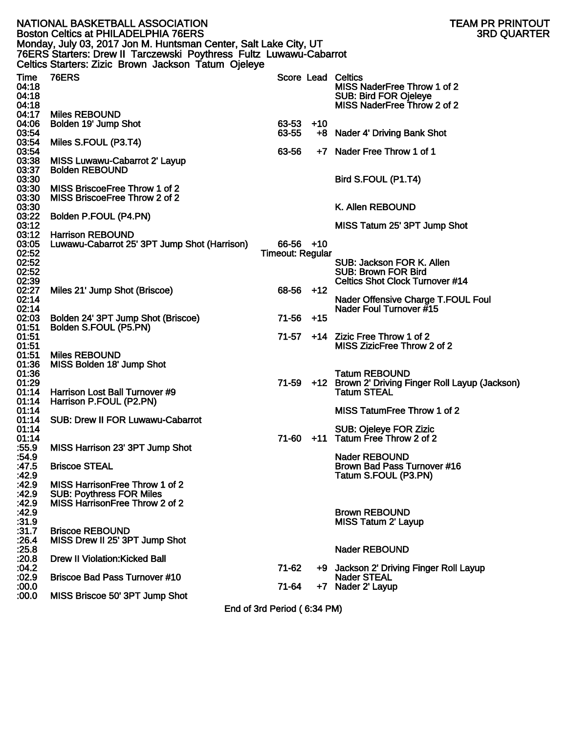NATIONAL BASKETBALL ASSOCIATION — TEAM PR PRINTOUT

Boston Celtics at PHILADELPHIA 76ERS — 3RD QUARTER

Monday, July 03, 2017 Jon M. Huntsman Center, Salt Lake City, UT

76ERS Starters: Drew II Tarczewski Poythress Fultz Luwawu-Cabarrot

Celtics Starters: Zizic Brown Jackson Tatum Ojeleye

| Time | 76ERS | Score | Lead | Celtics |
|---|---|---|---|---|
| 04:18 | | | | MISS NaderFree Throw 1 of 2 |
| 04:18 | | | | SUB: Bird FOR Ojeleye |
| 04:18 | | | | MISS NaderFree Throw 2 of 2 |
| 04:17 | Miles REBOUND | | | |
| 04:06 | Bolden 19' Jump Shot | 63-53 | +10 | |
| 03:54 | | 63-55 | +8 | Nader 4' Driving Bank Shot |
| 03:54 | Miles S.FOUL (P3.T4) | | | |
| 03:54 | | 63-56 | +7 | Nader Free Throw 1 of 1 |
| 03:38 | MISS Luwawu-Cabarrot 2' Layup | | | |
| 03:37 | Bolden REBOUND | | | |
| 03:30 | | | | Bird S.FOUL (P1.T4) |
| 03:30 | MISS BriscoeFree Throw 1 of 2 | | | |
| 03:30 | MISS BriscoeFree Throw 2 of 2 | | | |
| 03:30 | | | | K. Allen REBOUND |
| 03:22 | Bolden P.FOUL (P4.PN) | | | |
| 03:12 | | | | MISS Tatum 25' 3PT Jump Shot |
| 03:12 | Harrison REBOUND | | | |
| 03:05 | Luwawu-Cabarrot 25' 3PT Jump Shot (Harrison) | 66-56 | +10 | |
| 02:52 | | Timeout: Regular | | |
| 02:52 | | | | SUB: Jackson FOR K. Allen |
| 02:52 | | | | SUB: Brown FOR Bird |
| 02:39 | | | | Celtics Shot Clock Turnover #14 |
| 02:27 | Miles 21' Jump Shot (Briscoe) | 68-56 | +12 | |
| 02:14 | | | | Nader Offensive Charge T.FOUL Foul |
| 02:14 | | | | Nader Foul Turnover #15 |
| 02:03 | Bolden 24' 3PT Jump Shot (Briscoe) | 71-56 | +15 | |
| 01:51 | Bolden S.FOUL (P5.PN) | | | |
| 01:51 | | 71-57 | +14 | Zizic Free Throw 1 of 2 |
| 01:51 | | | | MISS ZizicFree Throw 2 of 2 |
| 01:51 | Miles REBOUND | | | |
| 01:36 | MISS Bolden 18' Jump Shot | | | |
| 01:36 | | | | Tatum REBOUND |
| 01:29 | | 71-59 | +12 | Brown 2' Driving Finger Roll Layup (Jackson) |
| 01:14 | Harrison Lost Ball Turnover #9 | | | Tatum STEAL |
| 01:14 | Harrison P.FOUL (P2.PN) | | | |
| 01:14 | | | | MISS TatumFree Throw 1 of 2 |
| 01:14 | SUB: Drew II FOR Luwawu-Cabarrot | | | |
| 01:14 | | | | SUB: Ojeleye FOR Zizic |
| 01:14 | | 71-60 | +11 | Tatum Free Throw 2 of 2 |
| :55.9 | MISS Harrison 23' 3PT Jump Shot | | | |
| :54.9 | | | | Nader REBOUND |
| :47.5 | Briscoe STEAL | | | Brown Bad Pass Turnover #16 |
| :42.9 | | | | Tatum S.FOUL (P3.PN) |
| :42.9 | MISS HarrisonFree Throw 1 of 2 | | | |
| :42.9 | SUB: Poythress FOR Miles | | | |
| :42.9 | MISS HarrisonFree Throw 2 of 2 | | | |
| :42.9 | | | | Brown REBOUND |
| :31.9 | | | | MISS Tatum 2' Layup |
| :31.7 | Briscoe REBOUND | | | |
| :26.4 | MISS Drew II 25' 3PT Jump Shot | | | |
| :25.8 | | | | Nader REBOUND |
| :20.8 | Drew II Violation:Kicked Ball | | | |
| :04.2 | | 71-62 | +9 | Jackson 2' Driving Finger Roll Layup |
| :02.9 | Briscoe Bad Pass Turnover #10 | | | Nader STEAL |
| :00.0 | | 71-64 | +7 | Nader 2' Layup |
| :00.0 | MISS Briscoe 50' 3PT Jump Shot | | | |

End of 3rd Period ( 6:34 PM)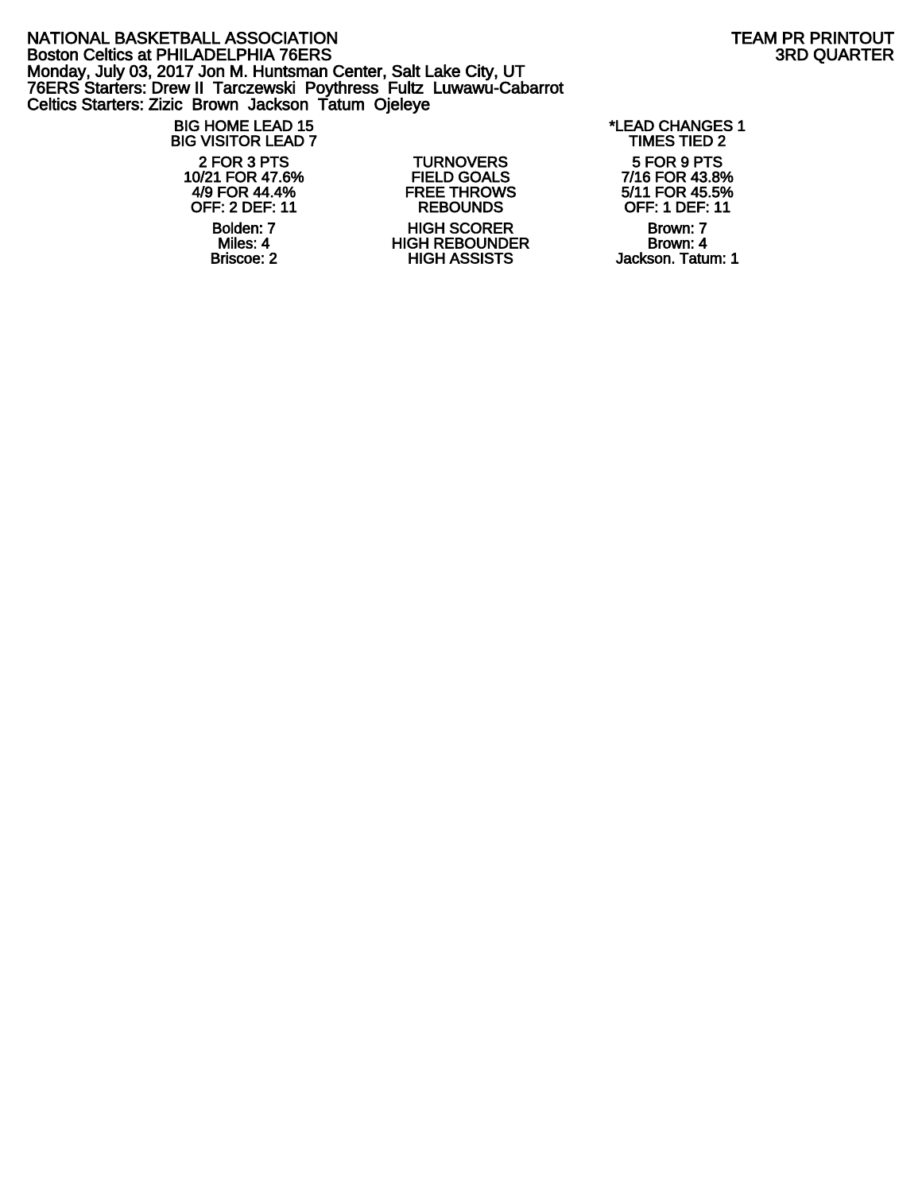NATIONAL BASKETBALL ASSOCIATION — TEAM PR PRINTOUT
Boston Celtics at PHILADELPHIA 76ERS — 3RD QUARTER
Monday, July 03, 2017 Jon M. Huntsman Center, Salt Lake City, UT
76ERS Starters: Drew II  Tarczewski  Poythress  Fultz  Luwawu-Cabarrot
Celtics Starters: Zizic  Brown  Jackson  Tatum  Ojeleye

| BIG HOME LEAD 15 | | *LEAD CHANGES 1 |
|---|---|---|
| BIG VISITOR LEAD 7 | | TIMES TIED 2 |
| 2 FOR 3 PTS | TURNOVERS | 5 FOR 9 PTS |
| 10/21 FOR 47.6% | FIELD GOALS | 7/16 FOR 43.8% |
| 4/9 FOR 44.4% | FREE THROWS | 5/11 FOR 45.5% |
| OFF: 2 DEF: 11 | REBOUNDS | OFF: 1 DEF: 11 |
| Bolden: 7 | HIGH SCORER | Brown: 7 |
| Miles: 4 | HIGH REBOUNDER | Brown: 4 |
| Briscoe: 2 | HIGH ASSISTS | Jackson. Tatum: 1 |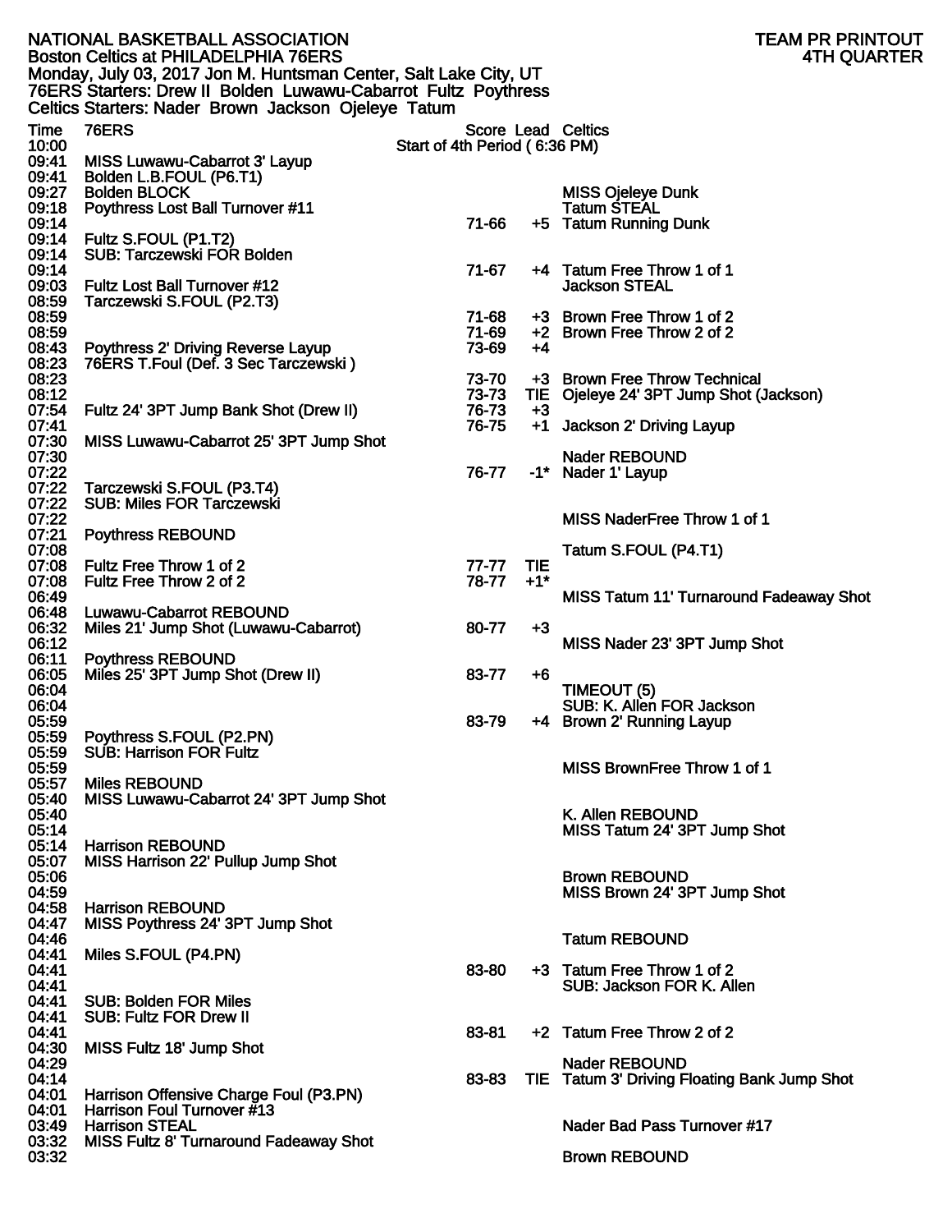NATIONAL BASKETBALL ASSOCIATION
Boston Celtics at PHILADELPHIA 76ERS
Monday, July 03, 2017 Jon M. Huntsman Center, Salt Lake City, UT
76ERS Starters: Drew II Bolden Luwawu-Cabarrot Fultz Poythress
Celtics Starters: Nader Brown Jackson Ojeleye Tatum

TEAM PR PRINTOUT
4TH QUARTER

| Time | 76ERS | Score | Lead | Celtics |
|---|---|---|---|---|
| 10:00 | Start of 4th Period ( 6:36 PM) | | | |
| 09:41 | MISS Luwawu-Cabarrot 3' Layup | | | |
| 09:41 | Bolden L.B.FOUL (P6.T1) | | | |
| 09:27 | Bolden BLOCK | | | MISS Ojeleye Dunk |
| 09:18 | Poythress Lost Ball Turnover #11 | | | Tatum STEAL |
| 09:14 | | 71-66 | +5 | Tatum Running Dunk |
| 09:14 | Fultz S.FOUL (P1.T2) | | | |
| 09:14 | SUB: Tarczewski FOR Bolden | | | |
| 09:14 | | 71-67 | +4 | Tatum Free Throw 1 of 1 |
| 09:03 | Fultz Lost Ball Turnover #12 | | | Jackson STEAL |
| 08:59 | Tarczewski S.FOUL (P2.T3) | | | |
| 08:59 | | 71-68 | +3 | Brown Free Throw 1 of 2 |
| 08:59 | | 71-69 | +2 | Brown Free Throw 2 of 2 |
| 08:43 | Poythress 2' Driving Reverse Layup | 73-69 | +4 | |
| 08:23 | 76ERS T.Foul (Def. 3 Sec Tarczewski ) | | | |
| 08:23 | | 73-70 | +3 | Brown Free Throw Technical |
| 08:12 | | 73-73 | TIE | Ojeleye 24' 3PT Jump Shot (Jackson) |
| 07:54 | Fultz 24' 3PT Jump Bank Shot (Drew II) | 76-73 | +3 | |
| 07:41 | | 76-75 | +1 | Jackson 2' Driving Layup |
| 07:30 | MISS Luwawu-Cabarrot 25' 3PT Jump Shot | | | |
| 07:30 | | | | Nader REBOUND |
| 07:22 | | 76-77 | -1* | Nader 1' Layup |
| 07:22 | Tarczewski S.FOUL (P3.T4) | | | |
| 07:22 | SUB: Miles FOR Tarczewski | | | |
| 07:22 | | | | MISS NaderFree Throw 1 of 1 |
| 07:21 | Poythress REBOUND | | | |
| 07:08 | | | | Tatum S.FOUL (P4.T1) |
| 07:08 | Fultz Free Throw 1 of 2 | 77-77 | TIE | |
| 07:08 | Fultz Free Throw 2 of 2 | 78-77 | +1* | |
| 06:49 | | | | MISS Tatum 11' Turnaround Fadeaway Shot |
| 06:48 | Luwawu-Cabarrot REBOUND | | | |
| 06:32 | Miles 21' Jump Shot (Luwawu-Cabarrot) | 80-77 | +3 | |
| 06:12 | | | | MISS Nader 23' 3PT Jump Shot |
| 06:11 | Poythress REBOUND | | | |
| 06:05 | Miles 25' 3PT Jump Shot (Drew II) | 83-77 | +6 | |
| 06:04 | | | | TIMEOUT (5) |
| 06:04 | | | | SUB: K. Allen FOR Jackson |
| 05:59 | | 83-79 | +4 | Brown 2' Running Layup |
| 05:59 | Poythress S.FOUL (P2.PN) | | | |
| 05:59 | SUB: Harrison FOR Fultz | | | |
| 05:59 | | | | MISS BrownFree Throw 1 of 1 |
| 05:57 | Miles REBOUND | | | |
| 05:40 | MISS Luwawu-Cabarrot 24' 3PT Jump Shot | | | |
| 05:40 | | | | K. Allen REBOUND |
| 05:14 | | | | MISS Tatum 24' 3PT Jump Shot |
| 05:14 | Harrison REBOUND | | | |
| 05:07 | MISS Harrison 22' Pullup Jump Shot | | | |
| 05:06 | | | | Brown REBOUND |
| 04:59 | | | | MISS Brown 24' 3PT Jump Shot |
| 04:58 | Harrison REBOUND | | | |
| 04:47 | MISS Poythress 24' 3PT Jump Shot | | | |
| 04:46 | | | | Tatum REBOUND |
| 04:41 | Miles S.FOUL (P4.PN) | | | |
| 04:41 | | 83-80 | +3 | Tatum Free Throw 1 of 2 |
| 04:41 | | | | SUB: Jackson FOR K. Allen |
| 04:41 | SUB: Bolden FOR Miles | | | |
| 04:41 | SUB: Fultz FOR Drew II | | | |
| 04:41 | | 83-81 | +2 | Tatum Free Throw 2 of 2 |
| 04:30 | MISS Fultz 18' Jump Shot | | | |
| 04:29 | | | | Nader REBOUND |
| 04:14 | | 83-83 | TIE | Tatum 3' Driving Floating Bank Jump Shot |
| 04:01 | Harrison Offensive Charge Foul (P3.PN) | | | |
| 04:01 | Harrison Foul Turnover #13 | | | |
| 03:49 | Harrison STEAL | | | Nader Bad Pass Turnover #17 |
| 03:32 | MISS Fultz 8' Turnaround Fadeaway Shot | | | |
| 03:32 | | | | Brown REBOUND |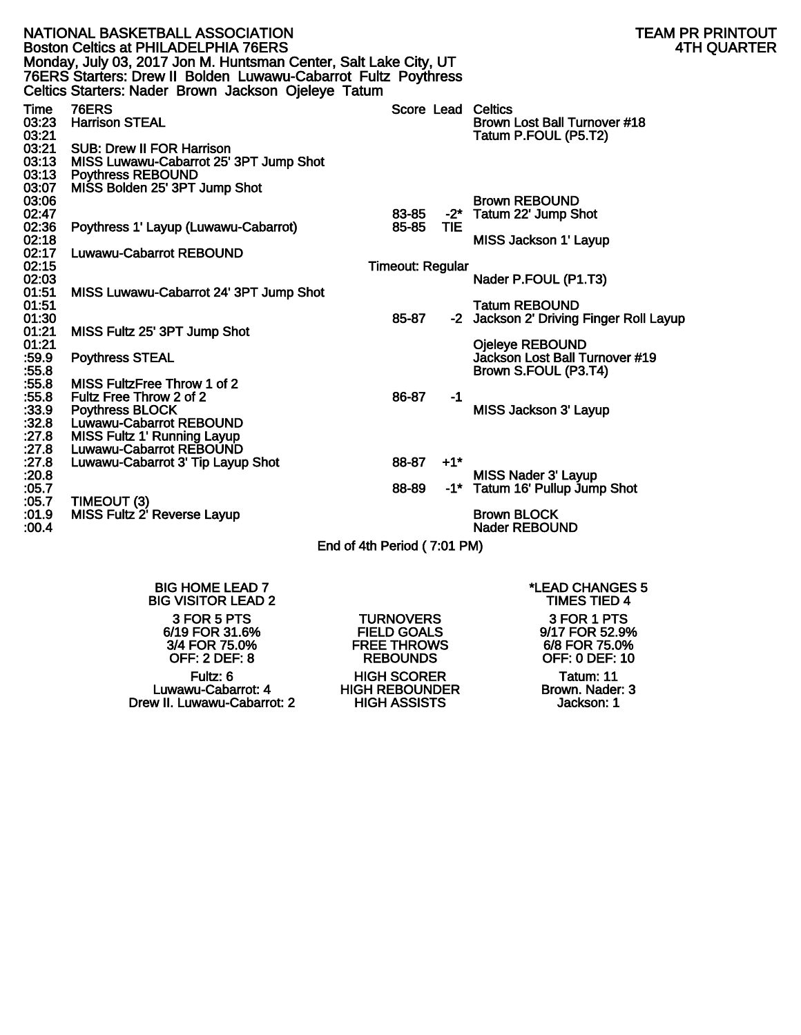NATIONAL BASKETBALL ASSOCIATION
Boston Celtics at PHILADELPHIA 76ERS
Monday, July 03, 2017 Jon M. Huntsman Center, Salt Lake City, UT
76ERS Starters: Drew II Bolden Luwawu-Cabarrot Fultz Poythress
Celtics Starters: Nader Brown Jackson Ojeleye Tatum

TEAM PR PRINTOUT
4TH QUARTER

| Time | 76ERS | Score | Lead | Celtics |
|---|---|---|---|---|
| 03:23 | Harrison STEAL | | | Brown Lost Ball Turnover #18 |
| 03:21 | | | | Tatum P.FOUL (P5.T2) |
| 03:21 | SUB: Drew II FOR Harrison | | | |
| 03:13 | MISS Luwawu-Cabarrot 25' 3PT Jump Shot | | | |
| 03:13 | Poythress REBOUND | | | |
| 03:07 | MISS Bolden 25' 3PT Jump Shot | | | |
| 03:06 | | | | Brown REBOUND |
| 02:47 | | 83-85 | -2* | Tatum 22' Jump Shot |
| 02:36 | Poythress 1' Layup (Luwawu-Cabarrot) | 85-85 | TIE | |
| 02:18 | | | | MISS Jackson 1' Layup |
| 02:17 | Luwawu-Cabarrot REBOUND | | | |
| 02:15 | | Timeout: Regular | | |
| 02:03 | | | | Nader P.FOUL (P1.T3) |
| 01:51 | MISS Luwawu-Cabarrot 24' 3PT Jump Shot | | | |
| 01:51 | | | | Tatum REBOUND |
| 01:30 | | 85-87 | -2 | Jackson 2' Driving Finger Roll Layup |
| 01:21 | MISS Fultz 25' 3PT Jump Shot | | | |
| 01:21 | | | | Ojeleye REBOUND |
| :59.9 | Poythress STEAL | | | Jackson Lost Ball Turnover #19 |
| :55.8 | | | | Brown S.FOUL (P3.T4) |
| :55.8 | MISS FultzFree Throw 1 of 2 | | | |
| :55.8 | Fultz Free Throw 2 of 2 | 86-87 | -1 | |
| :33.9 | Poythress BLOCK | | | MISS Jackson 3' Layup |
| :32.8 | Luwawu-Cabarrot REBOUND | | | |
| :27.8 | MISS Fultz 1' Running Layup | | | |
| :27.8 | Luwawu-Cabarrot REBOUND | | | |
| :27.8 | Luwawu-Cabarrot 3' Tip Layup Shot | 88-87 | +1* | |
| :20.8 | | | | MISS Nader 3' Layup |
| :05.7 | | 88-89 | -1* | Tatum 16' Pullup Jump Shot |
| :05.7 | TIMEOUT (3) | | | |
| :01.9 | MISS Fultz 2' Reverse Layup | | | Brown BLOCK |
| :00.4 | | | | Nader REBOUND |

End of 4th Period ( 7:01 PM)

BIG HOME LEAD 7
BIG VISITOR LEAD 2

*LEAD CHANGES 5
TIMES TIED 4

| 76ERS | | Celtics |
|---|---|---|
| 3 FOR 5 PTS | TURNOVERS | 3 FOR 1 PTS |
| 6/19 FOR 31.6% | FIELD GOALS | 9/17 FOR 52.9% |
| 3/4 FOR 75.0% | FREE THROWS | 6/8 FOR 75.0% |
| OFF: 2 DEF: 8 | REBOUNDS | OFF: 0 DEF: 10 |
| Fultz: 6 | HIGH SCORER | Tatum: 11 |
| Luwawu-Cabarrot: 4 | HIGH REBOUNDER | Brown. Nader: 3 |
| Drew II. Luwawu-Cabarrot: 2 | HIGH ASSISTS | Jackson: 1 |